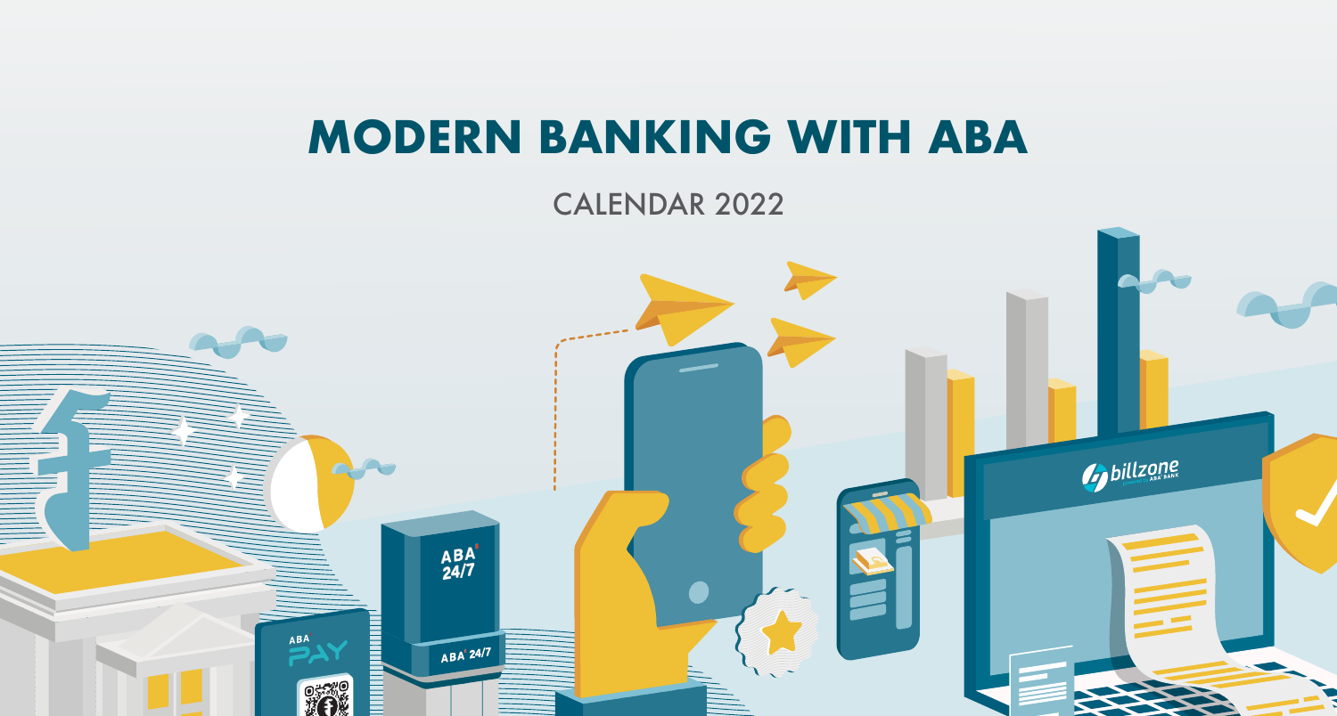# MODERN BANKING WITH ABA

CALENDAR 2022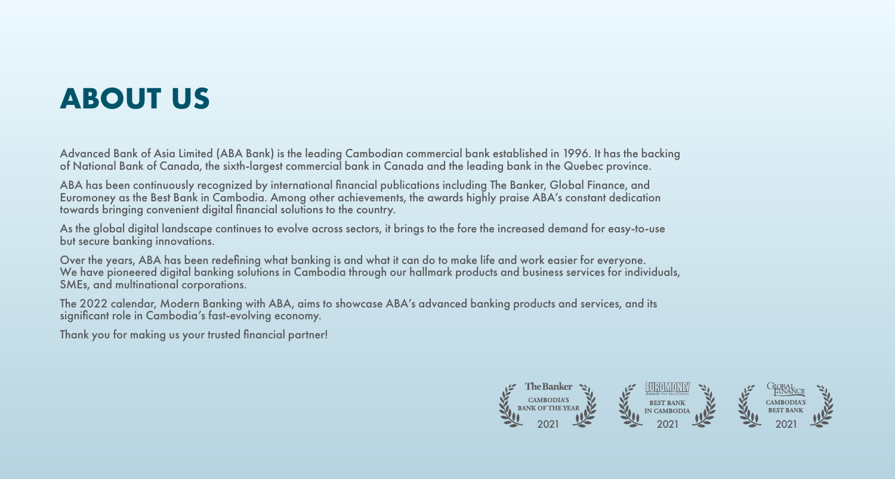# ABOUT US

Advanced Bank of Asia Limited (ABA Bank) is the leading Cambodian commercial bank established in 1996. It has the backing of National Bank of Canada, the sixth-largest commercial bank in Canada and the leading bank in the Quebec province.

ABA has been continuously recognized by international financial publications including The Banker, Global Finance, and Euromoney as the Best Bank in Cambodia. Among other achievements, the awards highly praise ABA's constant dedication towards bringing convenient digital financial solutions to the country.

As the global digital landscape continues to evolve across sectors, it brings to the fore the increased demand for easy-to-use but secure banking innovations.

Over the years, ABA has been redefining what banking is and what it can do to make life and work easier for everyone. We have pioneered digital banking solutions in Cambodia through our hallmark products and business services for individuals, SMEs, and multinational corporations.

The 2022 calendar, Modern Banking with ABA, aims to showcase ABA's advanced banking products and services, and its significant role in Cambodia's fast-evolving economy.

Thank you for making us your trusted financial partner!

The Banker — CAMBODIA'S BANK OF THE YEAR 2021

EUROMONEY Awards for excellence — BEST BANK IN CAMBODIA 2021

GLOBAL FINANCE — CAMBODIA'S BEST BANK 2021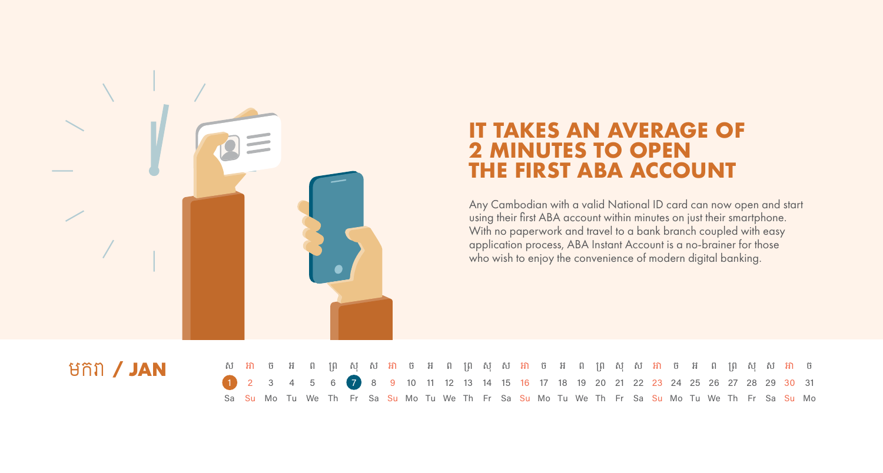# IT TAKES AN AVERAGE OF 2 MINUTES TO OPEN THE FIRST ABA ACCOUNT

Any Cambodian with a valid National ID card can now open and start using their first ABA account within minutes on just their smartphone. With no paperwork and travel to a bank branch coupled with easy application process, ABA Instant Account is a no-brainer for those who wish to enjoy the convenience of modern digital banking.

## មករា / JAN

| ស | អា | ច | អ | ព | ព្រ | សុ | ស | អា | ច | អ | ព | ព្រ | សុ | ស | អា | ច | អ | ព | ព្រ | សុ | ស | អា | ច | អ | ព | ព្រ | សុ | ស | អា | ច |
|---|---|---|---|---|---|---|---|---|---|---|---|---|---|---|---|---|---|---|---|---|---|---|---|---|---|---|---|---|---|---|
| 1 | 2 | 3 | 4 | 5 | 6 | 7 | 8 | 9 | 10 | 11 | 12 | 13 | 14 | 15 | 16 | 17 | 18 | 19 | 20 | 21 | 22 | 23 | 24 | 25 | 26 | 27 | 28 | 29 | 30 | 31 |
| Sa | Su | Mo | Tu | We | Th | Fr | Sa | Su | Mo | Tu | We | Th | Fr | Sa | Su | Mo | Tu | We | Th | Fr | Sa | Su | Mo | Tu | We | Th | Fr | Sa | Su | Mo |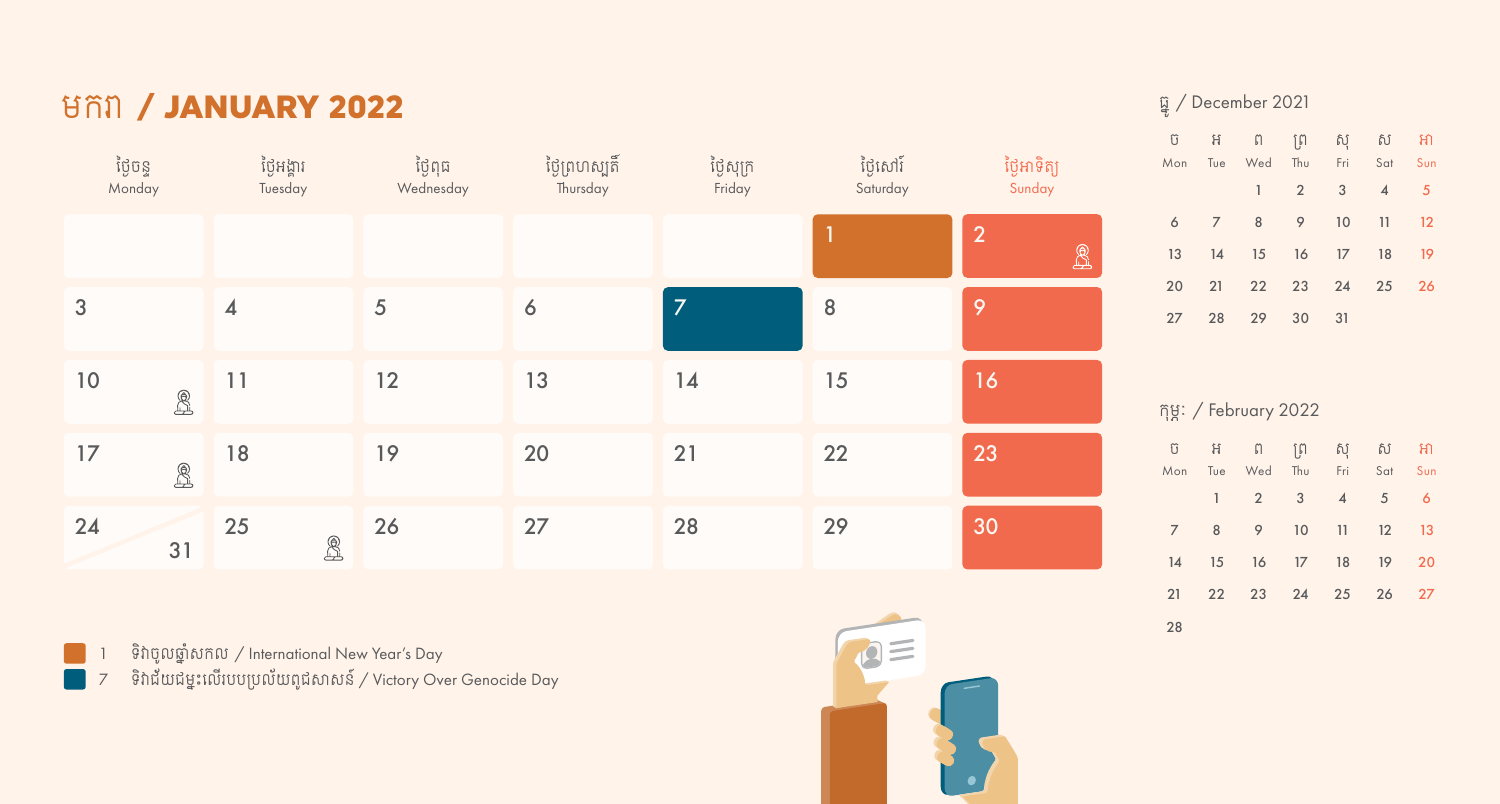# មករា / JANUARY 2022

| ថ្ងៃចន្ទ Monday | ថ្ងៃអង្គារ Tuesday | ថ្ងៃពុធ Wednesday | ថ្ងៃព្រហស្បតិ៍ Thursday | ថ្ងៃសុក្រ Friday | ថ្ងៃសៅរ៍ Saturday | ថ្ងៃអាទិត្យ Sunday |
|---|---|---|---|---|---|---|
| | | | | | 1 | 2 |
| 3 | 4 | 5 | 6 | 7 | 8 | 9 |
| 10 | 11 | 12 | 13 | 14 | 15 | 16 |
| 17 | 18 | 19 | 20 | 21 | 22 | 23 |
| 24 / 31 | 25 | 26 | 27 | 28 | 29 | 30 |

ធ្នូ / December 2021

| ច Mon | អ Tue | ព Wed | ព្រ Thu | សុ Fri | ស Sat | អា Sun |
|---|---|---|---|---|---|---|
| | | 1 | 2 | 3 | 4 | 5 |
| 6 | 7 | 8 | 9 | 10 | 11 | 12 |
| 13 | 14 | 15 | 16 | 17 | 18 | 19 |
| 20 | 21 | 22 | 23 | 24 | 25 | 26 |
| 27 | 28 | 29 | 30 | 31 | | |

កុម្ភៈ / February 2022

| ច Mon | អ Tue | ព Wed | ព្រ Thu | សុ Fri | ស Sat | អា Sun |
|---|---|---|---|---|---|---|
| | 1 | 2 | 3 | 4 | 5 | 6 |
| 7 | 8 | 9 | 10 | 11 | 12 | 13 |
| 14 | 15 | 16 | 17 | 18 | 19 | 20 |
| 21 | 22 | 23 | 24 | 25 | 26 | 27 |
| 28 | | | | | | |

- 1 ទិវាចូលឆ្នាំសកល / International New Year's Day
- 7 ទិវាជ័យជម្នះលើរបបប្រល័យពូជសាសន៍ / Victory Over Genocide Day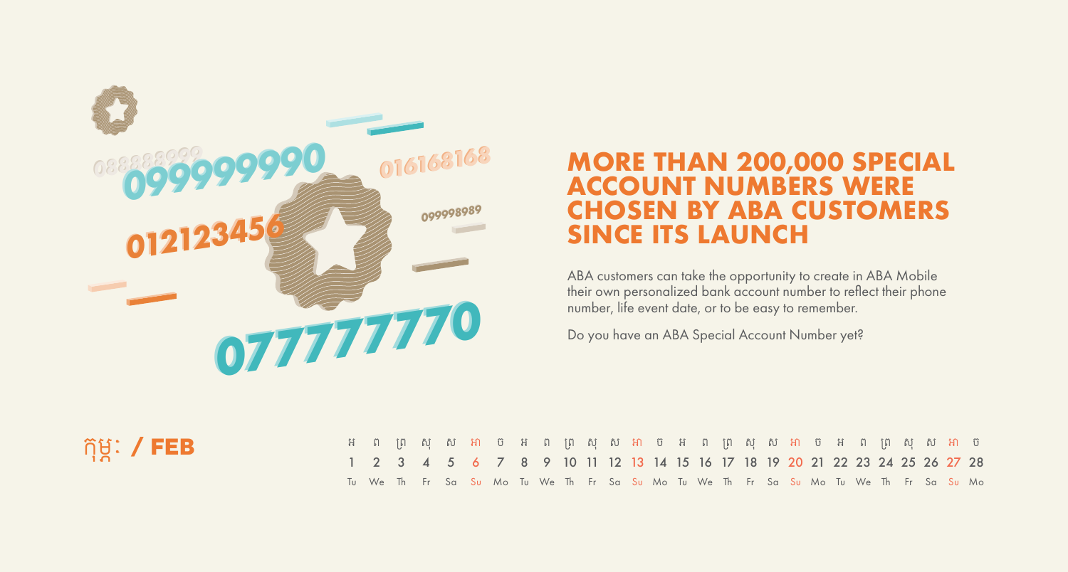## MORE THAN 200,000 SPECIAL ACCOUNT NUMBERS WERE CHOSEN BY ABA CUSTOMERS SINCE ITS LAUNCH

ABA customers can take the opportunity to create in ABA Mobile their own personalized bank account number to reflect their phone number, life event date, or to be easy to remember.

Do you have an ABA Special Account Number yet?

## កុម្ភៈ / FEB

| អ | ព | ព្រ | សុ | ស | អា | ច | អ | ព | ព្រ | សុ | ស | អា | ច | អ | ព | ព្រ | សុ | ស | អា | ច | អ | ព | ព្រ | សុ | ស | អា | ច |
|---|---|---|---|---|---|---|---|---|---|---|---|---|---|---|---|---|---|---|---|---|---|---|---|---|---|---|---|
| 1 | 2 | 3 | 4 | 5 | 6 | 7 | 8 | 9 | 10 | 11 | 12 | 13 | 14 | 15 | 16 | 17 | 18 | 19 | 20 | 21 | 22 | 23 | 24 | 25 | 26 | 27 | 28 |
| Tu | We | Th | Fr | Sa | Su | Mo | Tu | We | Th | Fr | Sa | Su | Mo | Tu | We | Th | Fr | Sa | Su | Mo | Tu | We | Th | Fr | Sa | Su | Mo |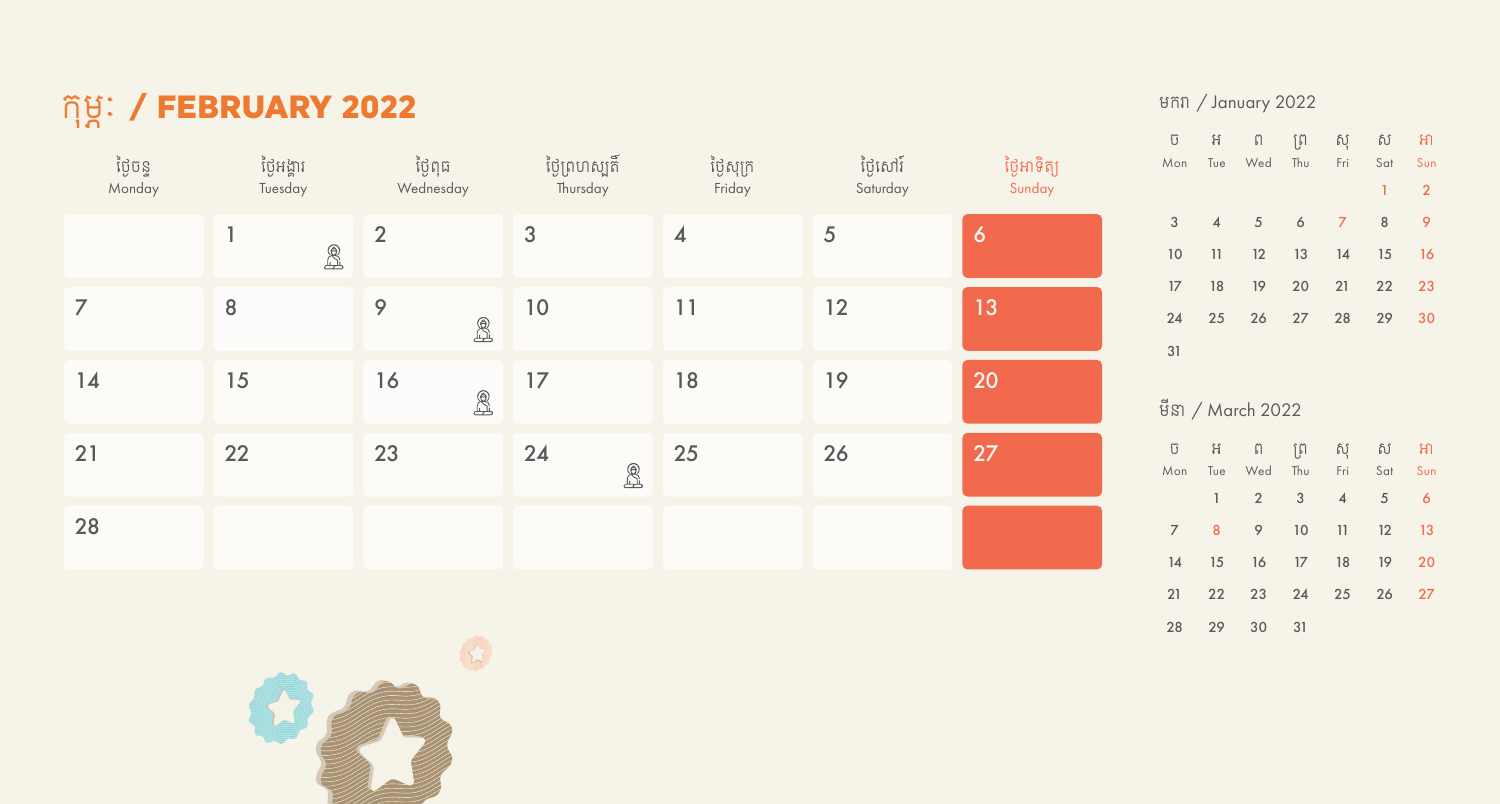# កុម្ភៈ / FEBRUARY 2022

| ថ្ងៃចន្ទ Monday | ថ្ងៃអង្គារ Tuesday | ថ្ងៃពុធ Wednesday | ថ្ងៃព្រហស្បតិ៍ Thursday | ថ្ងៃសុក្រ Friday | ថ្ងៃសៅរ៍ Saturday | ថ្ងៃអាទិត្យ Sunday |
|---|---|---|---|---|---|---|
| | 1 | 2 | 3 | 4 | 5 | 6 |
| 7 | 8 | 9 | 10 | 11 | 12 | 13 |
| 14 | 15 | 16 | 17 | 18 | 19 | 20 |
| 21 | 22 | 23 | 24 | 25 | 26 | 27 |
| 28 | | | | | | |

## មករា / January 2022

| ច Mon | អ Tue | ព Wed | ព្រ Thu | សុ Fri | ស Sat | អា Sun |
|---|---|---|---|---|---|---|
| | | | | | 1 | 2 |
| 3 | 4 | 5 | 6 | 7 | 8 | 9 |
| 10 | 11 | 12 | 13 | 14 | 15 | 16 |
| 17 | 18 | 19 | 20 | 21 | 22 | 23 |
| 24 | 25 | 26 | 27 | 28 | 29 | 30 |
| 31 | | | | | | |

## មីនា / March 2022

| ច Mon | អ Tue | ព Wed | ព្រ Thu | សុ Fri | ស Sat | អា Sun |
|---|---|---|---|---|---|---|
| | 1 | 2 | 3 | 4 | 5 | 6 |
| 7 | 8 | 9 | 10 | 11 | 12 | 13 |
| 14 | 15 | 16 | 17 | 18 | 19 | 20 |
| 21 | 22 | 23 | 24 | 25 | 26 | 27 |
| 28 | 29 | 30 | 31 | | | |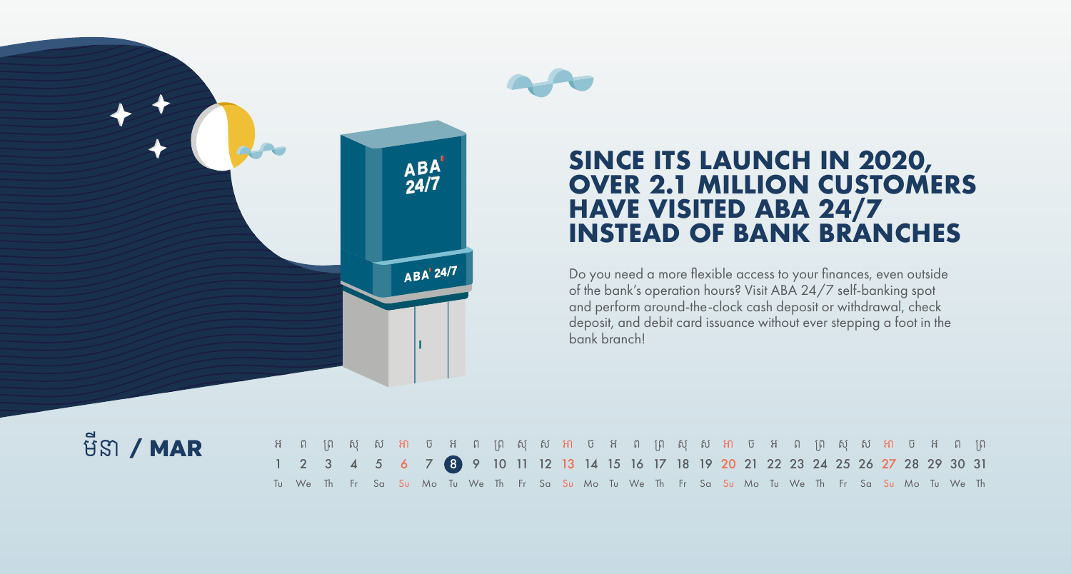# SINCE ITS LAUNCH IN 2020, OVER 2.1 MILLION CUSTOMERS HAVE VISITED ABA 24/7 INSTEAD OF BANK BRANCHES

Do you need a more flexible access to your finances, even outside of the bank's operation hours? Visit ABA 24/7 self-banking spot and perform around-the-clock cash deposit or withdrawal, check deposit, and debit card issuance without ever stepping a foot in the bank branch!

## មីនា / MAR

| អ | ព | ព្រ | សុ | ស | អា | ច | អ | ព | ព្រ | សុ | ស | អា | ច | អ | ព | ព្រ | សុ | ស | អា | ច | អ | ព | ព្រ | សុ | ស | អា | ច | អ | ព | ព្រ |
|---|---|---|---|---|---|---|---|---|---|---|---|---|---|---|---|---|---|---|---|---|---|---|---|---|---|---|---|---|---|---|
| 1 | 2 | 3 | 4 | 5 | 6 | 7 | 8 | 9 | 10 | 11 | 12 | 13 | 14 | 15 | 16 | 17 | 18 | 19 | 20 | 21 | 22 | 23 | 24 | 25 | 26 | 27 | 28 | 29 | 30 | 31 |
| Tu | We | Th | Fr | Sa | Su | Mo | Tu | We | Th | Fr | Sa | Su | Mo | Tu | We | Th | Fr | Sa | Su | Mo | Tu | We | Th | Fr | Sa | Su | Mo | Tu | We | Th |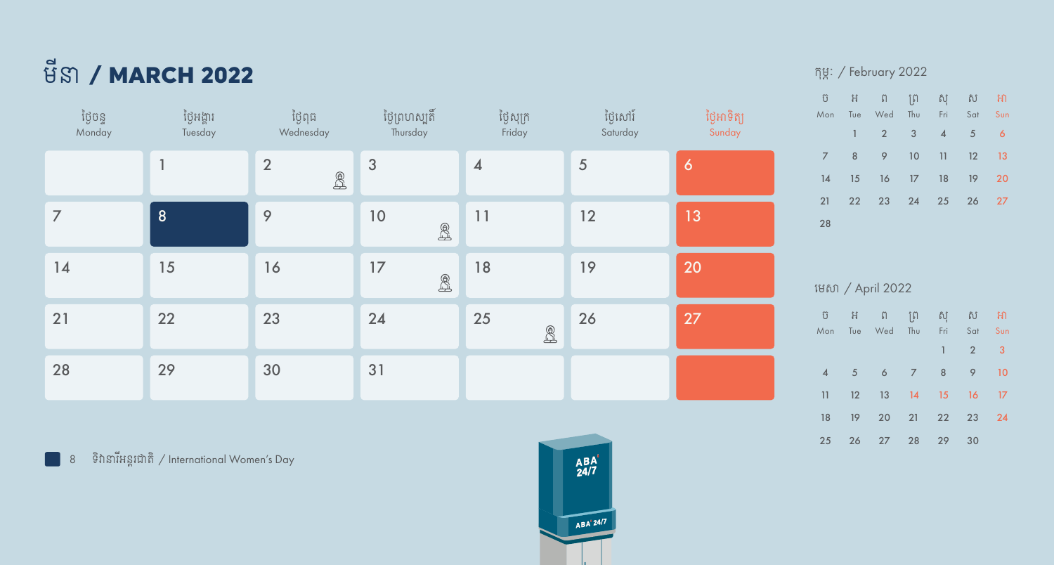# មីនា / MARCH 2022

| ថ្ងៃចន្ទ Monday | ថ្ងៃអង្គារ Tuesday | ថ្ងៃពុធ Wednesday | ថ្ងៃព្រហស្បតិ៍ Thursday | ថ្ងៃសុក្រ Friday | ថ្ងៃសៅរ៍ Saturday | ថ្ងៃអាទិត្យ Sunday |
|---|---|---|---|---|---|---|
| | 1 | 2 | 3 | 4 | 5 | 6 |
| 7 | 8 | 9 | 10 | 11 | 12 | 13 |
| 14 | 15 | 16 | 17 | 18 | 19 | 20 |
| 21 | 22 | 23 | 24 | 25 | 26 | 27 |
| 28 | 29 | 30 | 31 | | | |

8 ទិវានារីអន្តរជាតិ / International Women's Day

កុម្ភៈ / February 2022

| ច Mon | អ Tue | ព Wed | ព្រ Thu | សុ Fri | ស Sat | អា Sun |
|---|---|---|---|---|---|---|
| | 1 | 2 | 3 | 4 | 5 | 6 |
| 7 | 8 | 9 | 10 | 11 | 12 | 13 |
| 14 | 15 | 16 | 17 | 18 | 19 | 20 |
| 21 | 22 | 23 | 24 | 25 | 26 | 27 |
| 28 | | | | | | |

មេសា / April 2022

| ច Mon | អ Tue | ព Wed | ព្រ Thu | សុ Fri | ស Sat | អា Sun |
|---|---|---|---|---|---|---|
| | | | | 1 | 2 | 3 |
| 4 | 5 | 6 | 7 | 8 | 9 | 10 |
| 11 | 12 | 13 | 14 | 15 | 16 | 17 |
| 18 | 19 | 20 | 21 | 22 | 23 | 24 |
| 25 | 26 | 27 | 28 | 29 | 30 | |

ABA 24/7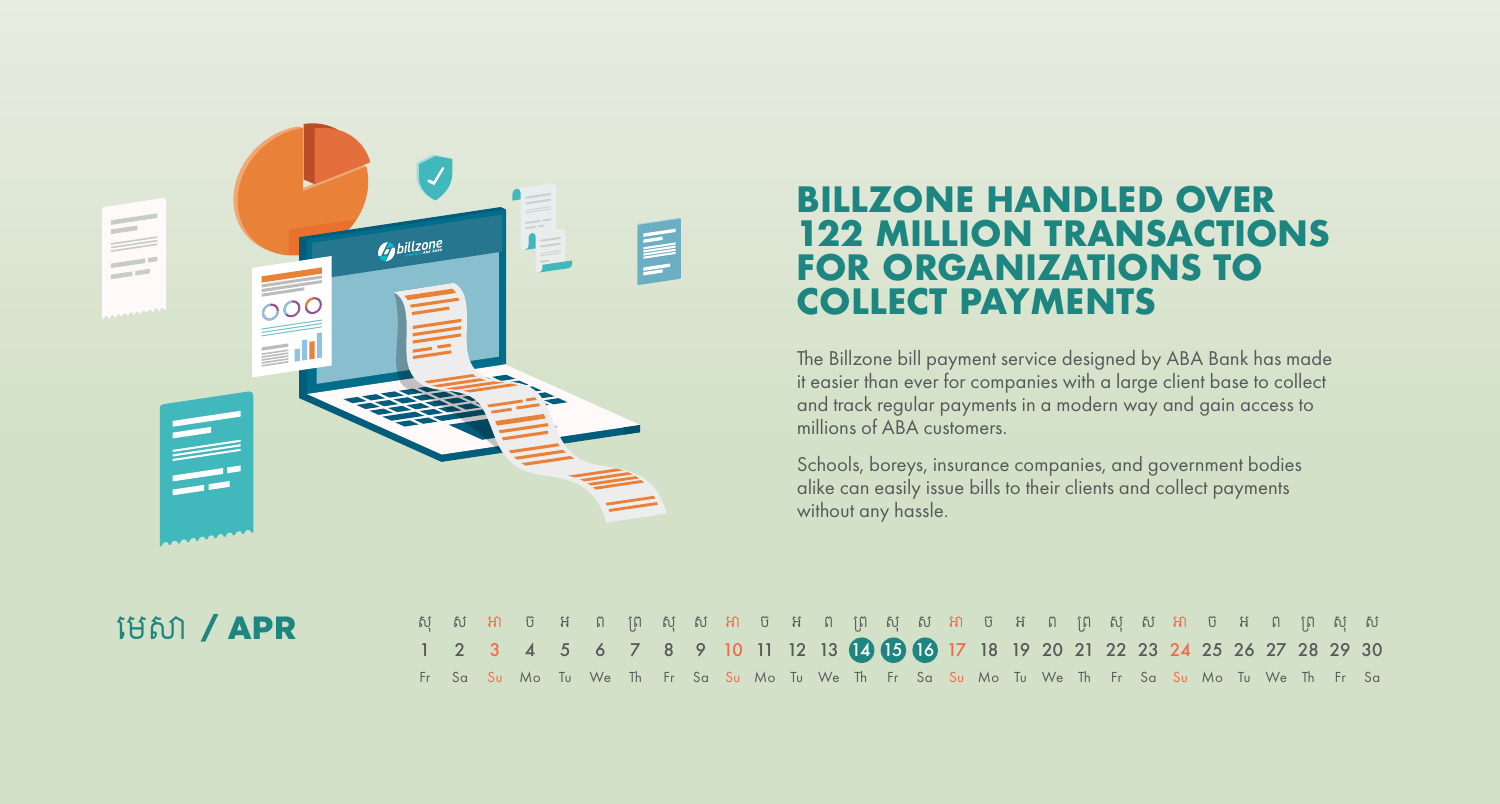# BILLZONE HANDLED OVER 122 MILLION TRANSACTIONS FOR ORGANIZATIONS TO COLLECT PAYMENTS

The Billzone bill payment service designed by ABA Bank has made it easier than ever for companies with a large client base to collect and track regular payments in a modern way and gain access to millions of ABA customers.

Schools, boreys, insurance companies, and government bodies alike can easily issue bills to their clients and collect payments without any hassle.

## មេសា / APR

| សុ | ស | អា | ច | អ | ព | ព្រ | សុ | ស | អា | ច | អ | ព | ព្រ | សុ | ស | អា | ច | អ | ព | ព្រ | សុ | ស | អា | ច | អ | ព | ព្រ | សុ | ស |
|---|---|---|---|---|---|---|---|---|---|---|---|---|---|---|---|---|---|---|---|---|---|---|---|---|---|---|---|---|---|
| 1 | 2 | 3 | 4 | 5 | 6 | 7 | 8 | 9 | 10 | 11 | 12 | 13 | 14 | 15 | 16 | 17 | 18 | 19 | 20 | 21 | 22 | 23 | 24 | 25 | 26 | 27 | 28 | 29 | 30 |
| Fr | Sa | Su | Mo | Tu | We | Th | Fr | Sa | Su | Mo | Tu | We | Th | Fr | Sa | Su | Mo | Tu | We | Th | Fr | Sa | Su | Mo | Tu | We | Th | Fr | Sa |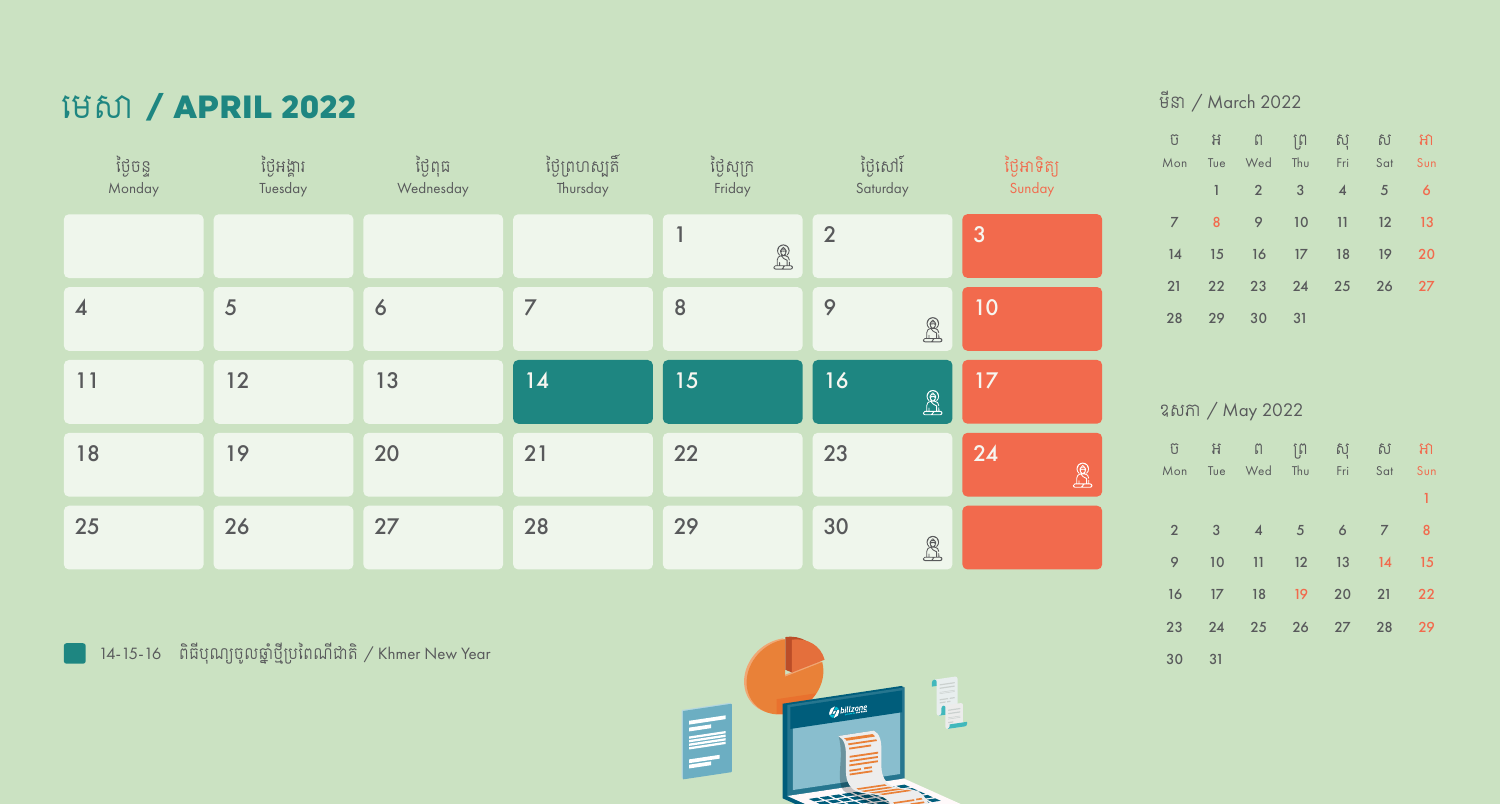# មេសា / APRIL 2022

| ថ្ងៃចន្ទ Monday | ថ្ងៃអង្គារ Tuesday | ថ្ងៃពុធ Wednesday | ថ្ងៃព្រហស្បតិ៍ Thursday | ថ្ងៃសុក្រ Friday | ថ្ងៃសៅរ៍ Saturday | ថ្ងៃអាទិត្យ Sunday |
| --- | --- | --- | --- | --- | --- | --- |
| | | | | 1 | 2 | 3 |
| 4 | 5 | 6 | 7 | 8 | 9 | 10 |
| 11 | 12 | 13 | 14 | 15 | 16 | 17 |
| 18 | 19 | 20 | 21 | 22 | 23 | 24 |
| 25 | 26 | 27 | 28 | 29 | 30 | |

14-15-16 ពិធីបុណ្យចូលឆ្នាំថ្មីប្រពៃណីជាតិ / Khmer New Year

## មីនា / March 2022

| ច Mon | អ Tue | ព Wed | ព្រ Thu | សុ Fri | ស Sat | អា Sun |
| --- | --- | --- | --- | --- | --- | --- |
| | 1 | 2 | 3 | 4 | 5 | 6 |
| 7 | 8 | 9 | 10 | 11 | 12 | 13 |
| 14 | 15 | 16 | 17 | 18 | 19 | 20 |
| 21 | 22 | 23 | 24 | 25 | 26 | 27 |
| 28 | 29 | 30 | 31 | | | |

## ឧសភា / May 2022

| ច Mon | អ Tue | ព Wed | ព្រ Thu | សុ Fri | ស Sat | អា Sun |
| --- | --- | --- | --- | --- | --- | --- |
| | | | | | | 1 |
| 2 | 3 | 4 | 5 | 6 | 7 | 8 |
| 9 | 10 | 11 | 12 | 13 | 14 | 15 |
| 16 | 17 | 18 | 19 | 20 | 21 | 22 |
| 23 | 24 | 25 | 26 | 27 | 28 | 29 |
| 30 | 31 | | | | | |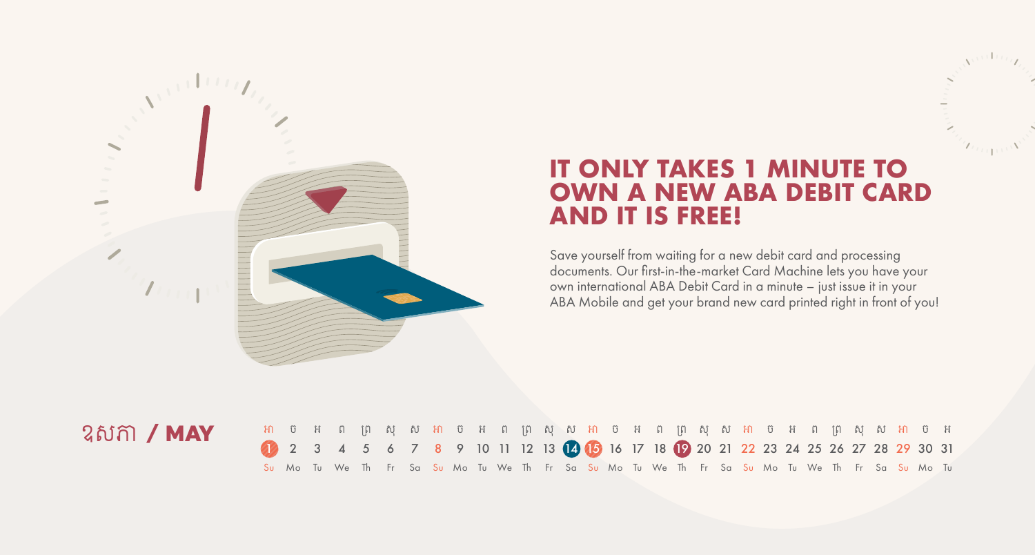# IT ONLY TAKES 1 MINUTE TO OWN A NEW ABA DEBIT CARD AND IT IS FREE!

Save yourself from waiting for a new debit card and processing documents. Our first-in-the-market Card Machine lets you have your own international ABA Debit Card in a minute – just issue it in your ABA Mobile and get your brand new card printed right in front of you!

## ឧសភា / MAY

| អា | ច | អ | ព | ព្រ | សុ | ស | អា | ច | អ | ព | ព្រ | សុ | ស | អា | ច | អ | ព | ព្រ | សុ | ស | អា | ច | អ | ព | ព្រ | សុ | ស | អា | ច | អ |
|---|---|---|---|---|---|---|---|---|---|---|---|---|---|---|---|---|---|---|---|---|---|---|---|---|---|---|---|---|---|---|
| 1 | 2 | 3 | 4 | 5 | 6 | 7 | 8 | 9 | 10 | 11 | 12 | 13 | 14 | 15 | 16 | 17 | 18 | 19 | 20 | 21 | 22 | 23 | 24 | 25 | 26 | 27 | 28 | 29 | 30 | 31 |
| Su | Mo | Tu | We | Th | Fr | Sa | Su | Mo | Tu | We | Th | Fr | Sa | Su | Mo | Tu | We | Th | Fr | Sa | Su | Mo | Tu | We | Th | Fr | Sa | Su | Mo | Tu |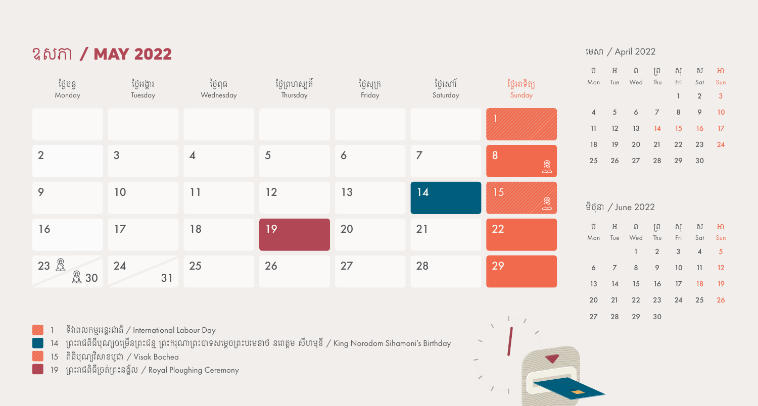# ឧសភា / MAY 2022

| ថ្ងៃចន្ទ Monday | ថ្ងៃអង្គារ Tuesday | ថ្ងៃពុធ Wednesday | ថ្ងៃព្រហស្បតិ៍ Thursday | ថ្ងៃសុក្រ Friday | ថ្ងៃសៅរ៍ Saturday | ថ្ងៃអាទិត្យ Sunday |
|---|---|---|---|---|---|---|
| | | | | | | 1 |
| 2 | 3 | 4 | 5 | 6 | 7 | 8 |
| 9 | 10 | 11 | 12 | 13 | 14 | 15 |
| 16 | 17 | 18 | 19 | 20 | 21 | 22 |
| 23 / 30 | 24 / 31 | 25 | 26 | 27 | 28 | 29 |

- 1 ទិវាពលកម្មអន្តរជាតិ / International Labour Day
- 14 ព្រះរាជពិធីបុណ្យចម្រើនព្រះជន្ម ព្រះករុណាព្រះបាទសម្តេចព្រះបរមនាថ នរោត្តម សីហមុនី / King Norodom Sihamoni's Birthday
- 15 ពិធីបុណ្យវិសាខបូជា / Visak Bochea
- 19 ព្រះរាជពិធីច្រត់ព្រះនង្គ័ល / Royal Ploughing Ceremony

## មេសា / April 2022

| ច Mon | អ Tue | ព Wed | ព្រ Thu | សុ Fri | ស Sat | អា Sun |
|---|---|---|---|---|---|---|
| | | | | 1 | 2 | 3 |
| 4 | 5 | 6 | 7 | 8 | 9 | 10 |
| 11 | 12 | 13 | 14 | 15 | 16 | 17 |
| 18 | 19 | 20 | 21 | 22 | 23 | 24 |
| 25 | 26 | 27 | 28 | 29 | 30 | |

## មិថុនា / June 2022

| ច Mon | អ Tue | ព Wed | ព្រ Thu | សុ Fri | ស Sat | អា Sun |
|---|---|---|---|---|---|---|
| | | 1 | 2 | 3 | 4 | 5 |
| 6 | 7 | 8 | 9 | 10 | 11 | 12 |
| 13 | 14 | 15 | 16 | 17 | 18 | 19 |
| 20 | 21 | 22 | 23 | 24 | 25 | 26 |
| 27 | 28 | 29 | 30 | | | |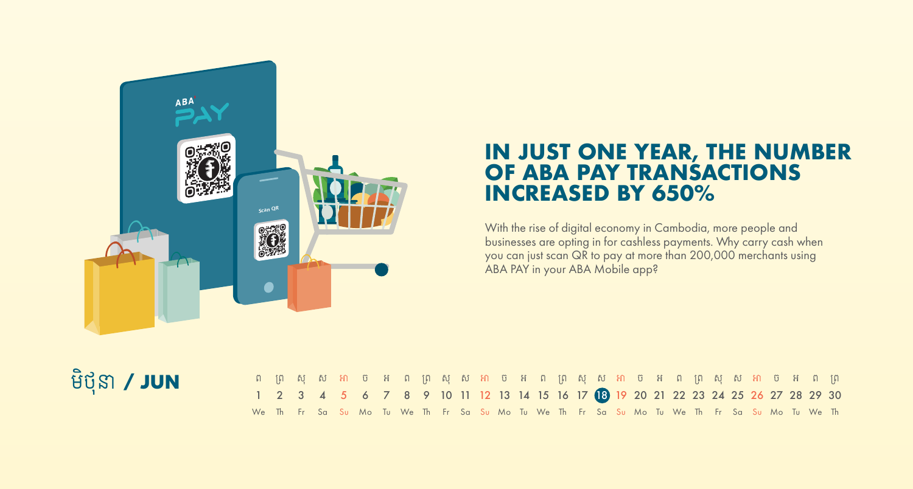## IN JUST ONE YEAR, THE NUMBER OF ABA PAY TRANSACTIONS INCREASED BY 650%

With the rise of digital economy in Cambodia, more people and businesses are opting in for cashless payments. Why carry cash when you can just scan QR to pay at more than 200,000 merchants using ABA PAY in your ABA Mobile app?

## មិថុនា / JUN

| ព | ព្រ | សុ | ស | អា | ច | អ | ព | ព្រ | សុ | ស | អា | ច | អ | ព | ព្រ | សុ | ស | អា | ច | អ | ព | ព្រ | សុ | ស | អា | ច | អ | ព | ព្រ |
|---|---|---|---|---|---|---|---|---|---|---|---|---|---|---|---|---|---|---|---|---|---|---|---|---|---|---|---|---|---|
| 1 | 2 | 3 | 4 | 5 | 6 | 7 | 8 | 9 | 10 | 11 | 12 | 13 | 14 | 15 | 16 | 17 | 18 | 19 | 20 | 21 | 22 | 23 | 24 | 25 | 26 | 27 | 28 | 29 | 30 |
| We | Th | Fr | Sa | Su | Mo | Tu | We | Th | Fr | Sa | Su | Mo | Tu | We | Th | Fr | Sa | Su | Mo | Tu | We | Th | Fr | Sa | Su | Mo | Tu | We | Th |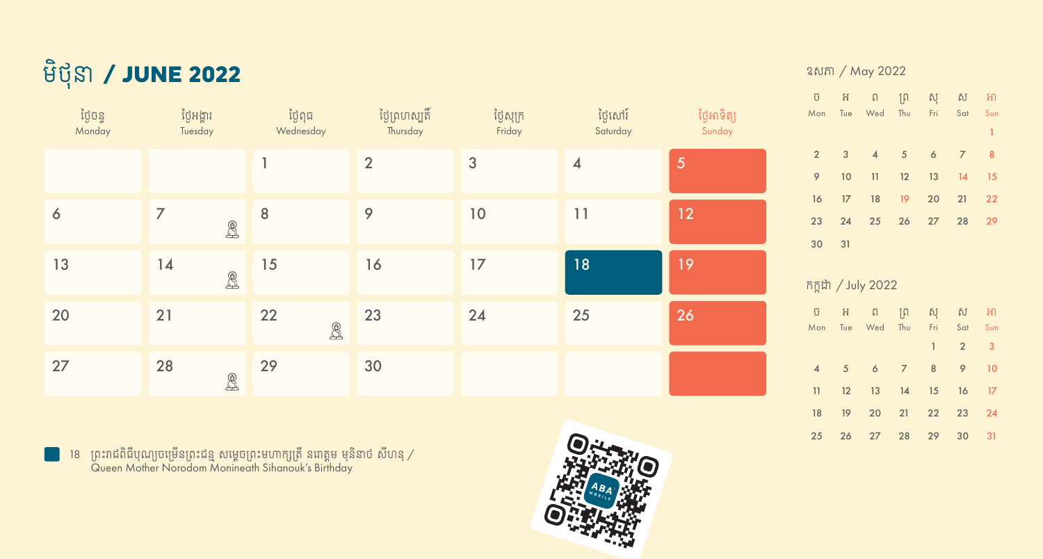# មិថុនា / JUNE 2022

| ថ្ងៃចន្ទ Monday | ថ្ងៃអង្គារ Tuesday | ថ្ងៃពុធ Wednesday | ថ្ងៃព្រហស្បតិ៍ Thursday | ថ្ងៃសុក្រ Friday | ថ្ងៃសៅរ៍ Saturday | ថ្ងៃអាទិត្យ Sunday |
|---|---|---|---|---|---|---|
| | | 1 | 2 | 3 | 4 | 5 |
| 6 | 7 | 8 | 9 | 10 | 11 | 12 |
| 13 | 14 | 15 | 16 | 17 | 18 | 19 |
| 20 | 21 | 22 | 23 | 24 | 25 | 26 |
| 27 | 28 | 29 | 30 | | | |

18 ព្រះរាជពិធីបុណ្យចម្រើនព្រះជន្ម សម្តេចព្រះមហាក្សត្រី នរោត្តម មុនិនាថ សីហនុ / Queen Mother Norodom Monineath Sihanouk's Birthday

## ឧសភា / May 2022

| ច Mon | អ Tue | ព Wed | ព្រ Thu | សុ Fri | ស Sat | អា Sun |
|---|---|---|---|---|---|---|
| | | | | | | 1 |
| 2 | 3 | 4 | 5 | 6 | 7 | 8 |
| 9 | 10 | 11 | 12 | 13 | 14 | 15 |
| 16 | 17 | 18 | 19 | 20 | 21 | 22 |
| 23 | 24 | 25 | 26 | 27 | 28 | 29 |
| 30 | 31 | | | | | |

## កក្កដា / July 2022

| ច Mon | អ Tue | ព Wed | ព្រ Thu | សុ Fri | ស Sat | អា Sun |
|---|---|---|---|---|---|---|
| | | | | 1 | 2 | 3 |
| 4 | 5 | 6 | 7 | 8 | 9 | 10 |
| 11 | 12 | 13 | 14 | 15 | 16 | 17 |
| 18 | 19 | 20 | 21 | 22 | 23 | 24 |
| 25 | 26 | 27 | 28 | 29 | 30 | 31 |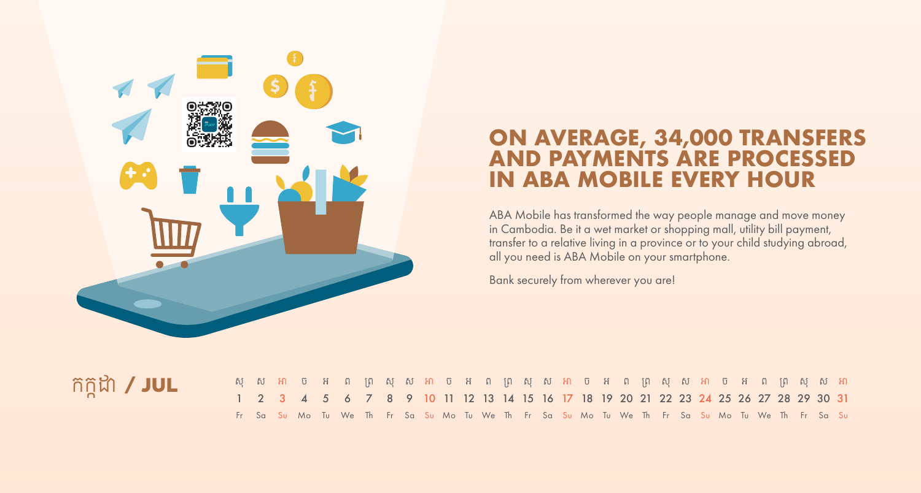# ON AVERAGE, 34,000 TRANSFERS AND PAYMENTS ARE PROCESSED IN ABA MOBILE EVERY HOUR

ABA Mobile has transformed the way people manage and move money in Cambodia. Be it a wet market or shopping mall, utility bill payment, transfer to a relative living in a province or to your child studying abroad, all you need is ABA Mobile on your smartphone.

Bank securely from wherever you are!

## កក្កដា / **JUL**

| សុ | ស | អា | ច | អ | ព | ព្រ | សុ | ស | អា | ច | អ | ព | ព្រ | សុ | ស | អា | ច | អ | ព | ព្រ | សុ | ស | អា | ច | អ | ព | ព្រ | សុ | ស | អា |
|---|---|---|---|---|---|---|---|---|---|---|---|---|---|---|---|---|---|---|---|---|---|---|---|---|---|---|---|---|---|---|
| 1 | 2 | 3 | 4 | 5 | 6 | 7 | 8 | 9 | 10 | 11 | 12 | 13 | 14 | 15 | 16 | 17 | 18 | 19 | 20 | 21 | 22 | 23 | 24 | 25 | 26 | 27 | 28 | 29 | 30 | 31 |
| Fr | Sa | Su | Mo | Tu | We | Th | Fr | Sa | Su | Mo | Tu | We | Th | Fr | Sa | Su | Mo | Tu | We | Th | Fr | Sa | Su | Mo | Tu | We | Th | Fr | Sa | Su |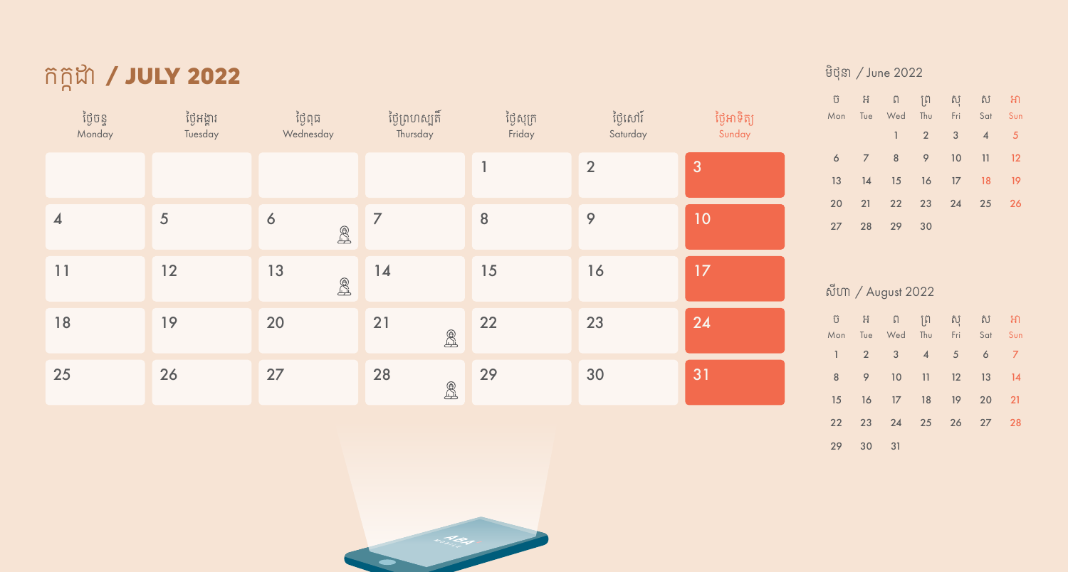# កក្កដា / JULY 2022

| ថ្ងៃចន្ទ Monday | ថ្ងៃអង្គារ Tuesday | ថ្ងៃពុធ Wednesday | ថ្ងៃព្រហស្បតិ៍ Thursday | ថ្ងៃសុក្រ Friday | ថ្ងៃសៅរ៍ Saturday | ថ្ងៃអាទិត្យ Sunday |
|---|---|---|---|---|---|---|
| | | | | 1 | 2 | 3 |
| 4 | 5 | 6 | 7 | 8 | 9 | 10 |
| 11 | 12 | 13 | 14 | 15 | 16 | 17 |
| 18 | 19 | 20 | 21 | 22 | 23 | 24 |
| 25 | 26 | 27 | 28 | 29 | 30 | 31 |

## មិថុនា / June 2022

| ច Mon | អ Tue | ព Wed | ព្រ Thu | សុ Fri | ស Sat | អា Sun |
|---|---|---|---|---|---|---|
| | | 1 | 2 | 3 | 4 | 5 |
| 6 | 7 | 8 | 9 | 10 | 11 | 12 |
| 13 | 14 | 15 | 16 | 17 | 18 | 19 |
| 20 | 21 | 22 | 23 | 24 | 25 | 26 |
| 27 | 28 | 29 | 30 | | | |

## សីហា / August 2022

| ច Mon | អ Tue | ព Wed | ព្រ Thu | សុ Fri | ស Sat | អា Sun |
|---|---|---|---|---|---|---|
| 1 | 2 | 3 | 4 | 5 | 6 | 7 |
| 8 | 9 | 10 | 11 | 12 | 13 | 14 |
| 15 | 16 | 17 | 18 | 19 | 20 | 21 |
| 22 | 23 | 24 | 25 | 26 | 27 | 28 |
| 29 | 30 | 31 | | | | |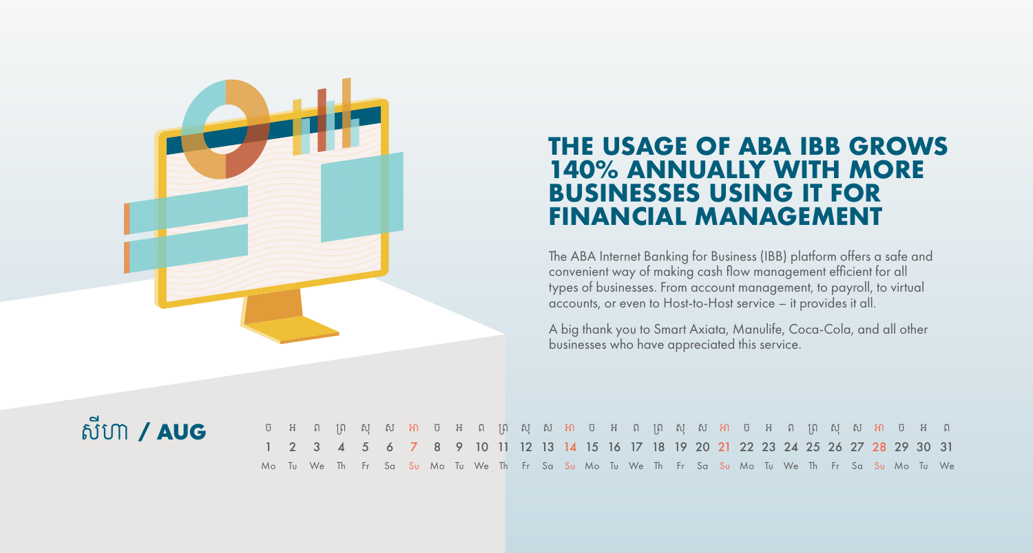# THE USAGE OF ABA IBB GROWS 140% ANNUALLY WITH MORE BUSINESSES USING IT FOR FINANCIAL MANAGEMENT

The ABA Internet Banking for Business (IBB) platform offers a safe and convenient way of making cash flow management efficient for all types of businesses. From account management, to payroll, to virtual accounts, or even to Host-to-Host service – it provides it all.

A big thank you to Smart Axiata, Manulife, Coca-Cola, and all other businesses who have appreciated this service.

## សីហា / AUG

| ច | អ | ព | ព្រ | សុ | ស | អា | ច | អ | ព | ព្រ | សុ | ស | អា | ច | អ | ព | ព្រ | សុ | ស | អា | ច | អ | ព | ព្រ | សុ | ស | អា | ច | អ | ព |
|---|---|---|---|---|---|---|---|---|---|---|---|---|---|---|---|---|---|---|---|---|---|---|---|---|---|---|---|---|---|---|
| 1 | 2 | 3 | 4 | 5 | 6 | 7 | 8 | 9 | 10 | 11 | 12 | 13 | 14 | 15 | 16 | 17 | 18 | 19 | 20 | 21 | 22 | 23 | 24 | 25 | 26 | 27 | 28 | 29 | 30 | 31 |
| Mo | Tu | We | Th | Fr | Sa | Su | Mo | Tu | We | Th | Fr | Sa | Su | Mo | Tu | We | Th | Fr | Sa | Su | Mo | Tu | We | Th | Fr | Sa | Su | Mo | Tu | We |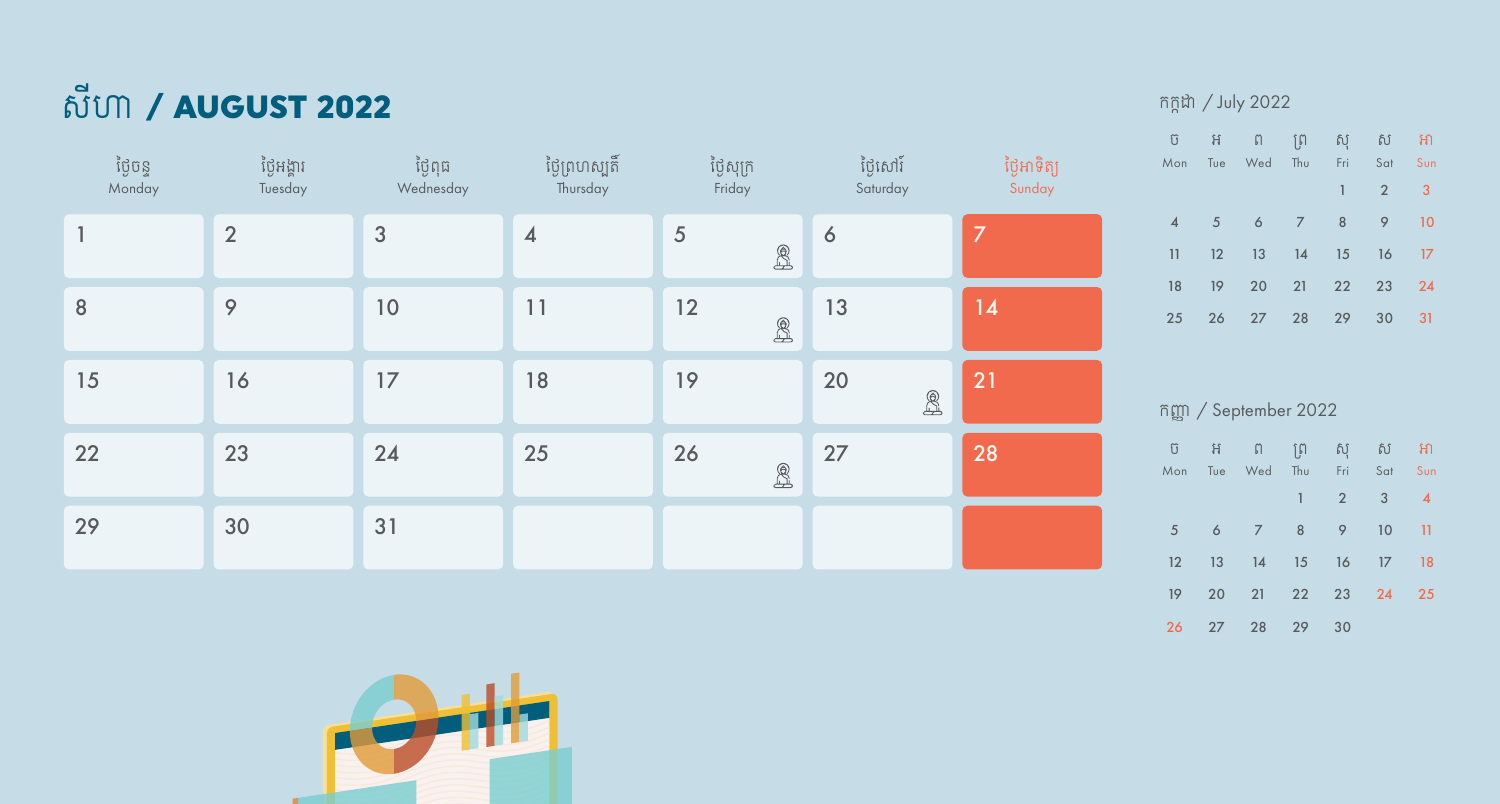# សីហា / AUGUST 2022

| ថ្ងៃចន្ទ Monday | ថ្ងៃអង្គារ Tuesday | ថ្ងៃពុធ Wednesday | ថ្ងៃព្រហស្បតិ៍ Thursday | ថ្ងៃសុក្រ Friday | ថ្ងៃសៅរ៍ Saturday | ថ្ងៃអាទិត្យ Sunday |
|---|---|---|---|---|---|---|
| 1 | 2 | 3 | 4 | 5 | 6 | 7 |
| 8 | 9 | 10 | 11 | 12 | 13 | 14 |
| 15 | 16 | 17 | 18 | 19 | 20 | 21 |
| 22 | 23 | 24 | 25 | 26 | 27 | 28 |
| 29 | 30 | 31 | | | | |

## កក្កដា / July 2022

| ច Mon | អ Tue | ព Wed | ព្រ Thu | សុ Fri | ស Sat | អា Sun |
|---|---|---|---|---|---|---|
| | | | | 1 | 2 | 3 |
| 4 | 5 | 6 | 7 | 8 | 9 | 10 |
| 11 | 12 | 13 | 14 | 15 | 16 | 17 |
| 18 | 19 | 20 | 21 | 22 | 23 | 24 |
| 25 | 26 | 27 | 28 | 29 | 30 | 31 |

## កញ្ញា / September 2022

| ច Mon | អ Tue | ព Wed | ព្រ Thu | សុ Fri | ស Sat | អា Sun |
|---|---|---|---|---|---|---|
| | | | 1 | 2 | 3 | 4 |
| 5 | 6 | 7 | 8 | 9 | 10 | 11 |
| 12 | 13 | 14 | 15 | 16 | 17 | 18 |
| 19 | 20 | 21 | 22 | 23 | 24 | 25 |
| 26 | 27 | 28 | 29 | 30 | | |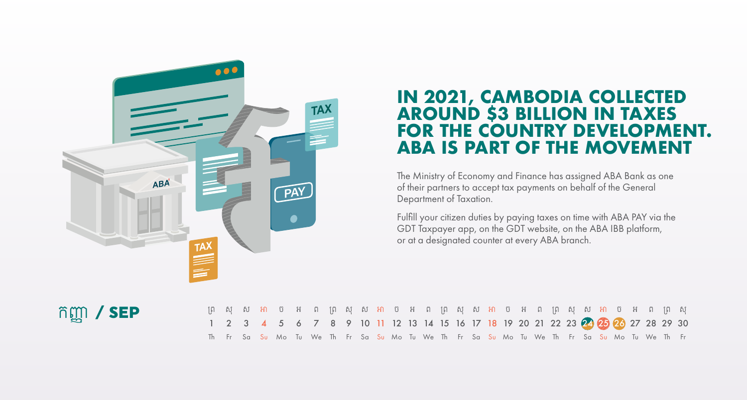# IN 2021, CAMBODIA COLLECTED AROUND $3 BILLION IN TAXES FOR THE COUNTRY DEVELOPMENT. ABA IS PART OF THE MOVEMENT

The Ministry of Economy and Finance has assigned ABA Bank as one of their partners to accept tax payments on behalf of the General Department of Taxation.

Fulfill your citizen duties by paying taxes on time with ABA PAY via the GDT Taxpayer app, on the GDT website, on the ABA IBB platform, or at a designated counter at every ABA branch.

## កញ្ញា / SEP

| ព្រ | សុ | ស | អា | ច | អ | ព | ព្រ | សុ | ស | អា | ច | អ | ព | ព្រ | សុ | ស | អា | ច | អ | ព | ព្រ | សុ | ស | អា | ច | អ | ព | ព្រ | សុ |
|---|---|---|---|---|---|---|---|---|---|---|---|---|---|---|---|---|---|---|---|---|---|---|---|---|---|---|---|---|---|
| 1 | 2 | 3 | 4 | 5 | 6 | 7 | 8 | 9 | 10 | 11 | 12 | 13 | 14 | 15 | 16 | 17 | 18 | 19 | 20 | 21 | 22 | 23 | 24 | 25 | 26 | 27 | 28 | 29 | 30 |
| Th | Fr | Sa | Su | Mo | Tu | We | Th | Fr | Sa | Su | Mo | Tu | We | Th | Fr | Sa | Su | Mo | Tu | We | Th | Fr | Sa | Su | Mo | Tu | We | Th | Fr |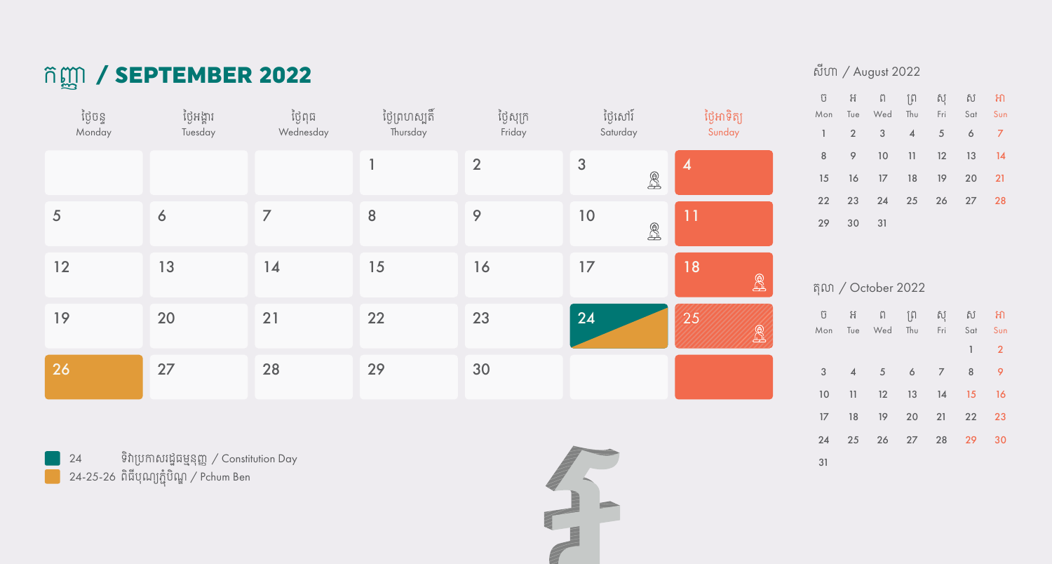# កញ្ញា / SEPTEMBER 2022

| ថ្ងៃចន្ទ Monday | ថ្ងៃអង្គារ Tuesday | ថ្ងៃពុធ Wednesday | ថ្ងៃព្រហស្បតិ៍ Thursday | ថ្ងៃសុក្រ Friday | ថ្ងៃសៅរ៍ Saturday | ថ្ងៃអាទិត្យ Sunday |
|---|---|---|---|---|---|---|
| | | | 1 | 2 | 3 | 4 |
| 5 | 6 | 7 | 8 | 9 | 10 | 11 |
| 12 | 13 | 14 | 15 | 16 | 17 | 18 |
| 19 | 20 | 21 | 22 | 23 | 24 | 25 |
| 26 | 27 | 28 | 29 | 30 | | |

24 ទិវាប្រកាសរដ្ឋធម្មនុញ្ញ / Constitution Day

24-25-26 ពិធីបុណ្យភ្ជុំបិណ្ឌ / Pchum Ben

## សីហា / August 2022

| ច Mon | អ Tue | ព Wed | ព្រ Thu | សុ Fri | ស Sat | អា Sun |
|---|---|---|---|---|---|---|
| 1 | 2 | 3 | 4 | 5 | 6 | 7 |
| 8 | 9 | 10 | 11 | 12 | 13 | 14 |
| 15 | 16 | 17 | 18 | 19 | 20 | 21 |
| 22 | 23 | 24 | 25 | 26 | 27 | 28 |
| 29 | 30 | 31 | | | | |

## តុលា / October 2022

| ច Mon | អ Tue | ព Wed | ព្រ Thu | សុ Fri | ស Sat | អា Sun |
|---|---|---|---|---|---|---|
| | | | | | 1 | 2 |
| 3 | 4 | 5 | 6 | 7 | 8 | 9 |
| 10 | 11 | 12 | 13 | 14 | 15 | 16 |
| 17 | 18 | 19 | 20 | 21 | 22 | 23 |
| 24 | 25 | 26 | 27 | 28 | 29 | 30 |
| 31 | | | | | | |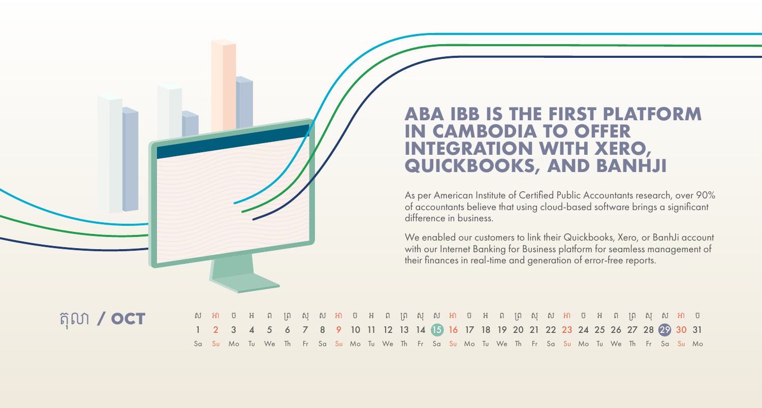# ABA IBB IS THE FIRST PLATFORM IN CAMBODIA TO OFFER INTEGRATION WITH XERO, QUICKBOOKS, AND BANHJI

As per American Institute of Certified Public Accountants research, over 90% of accountants believe that using cloud-based software brings a significant difference in business.

We enabled our customers to link their Quickbooks, Xero, or BanhJi account with our Internet Banking for Business platform for seamless management of their finances in real-time and generation of error-free reports.

តុលា / **OCT**

| ស | អា | ច | អ | ព | ព្រ | សុ | ស | អា | ច | អ | ព | ព្រ | សុ | ស | អា | ច | អ | ព | ព្រ | សុ | ស | អា | ច | អ | ព | ព្រ | សុ | ស | អា | ច |
|---|---|---|---|---|---|---|---|---|---|---|---|---|---|---|---|---|---|---|---|---|---|---|---|---|---|---|---|---|---|---|
| 1 | 2 | 3 | 4 | 5 | 6 | 7 | 8 | 9 | 10 | 11 | 12 | 13 | 14 | 15 | 16 | 17 | 18 | 19 | 20 | 21 | 22 | 23 | 24 | 25 | 26 | 27 | 28 | 29 | 30 | 31 |
| Sa | Su | Mo | Tu | We | Th | Fr | Sa | Su | Mo | Tu | We | Th | Fr | Sa | Su | Mo | Tu | We | Th | Fr | Sa | Su | Mo | Tu | We | Th | Fr | Sa | Su | Mo |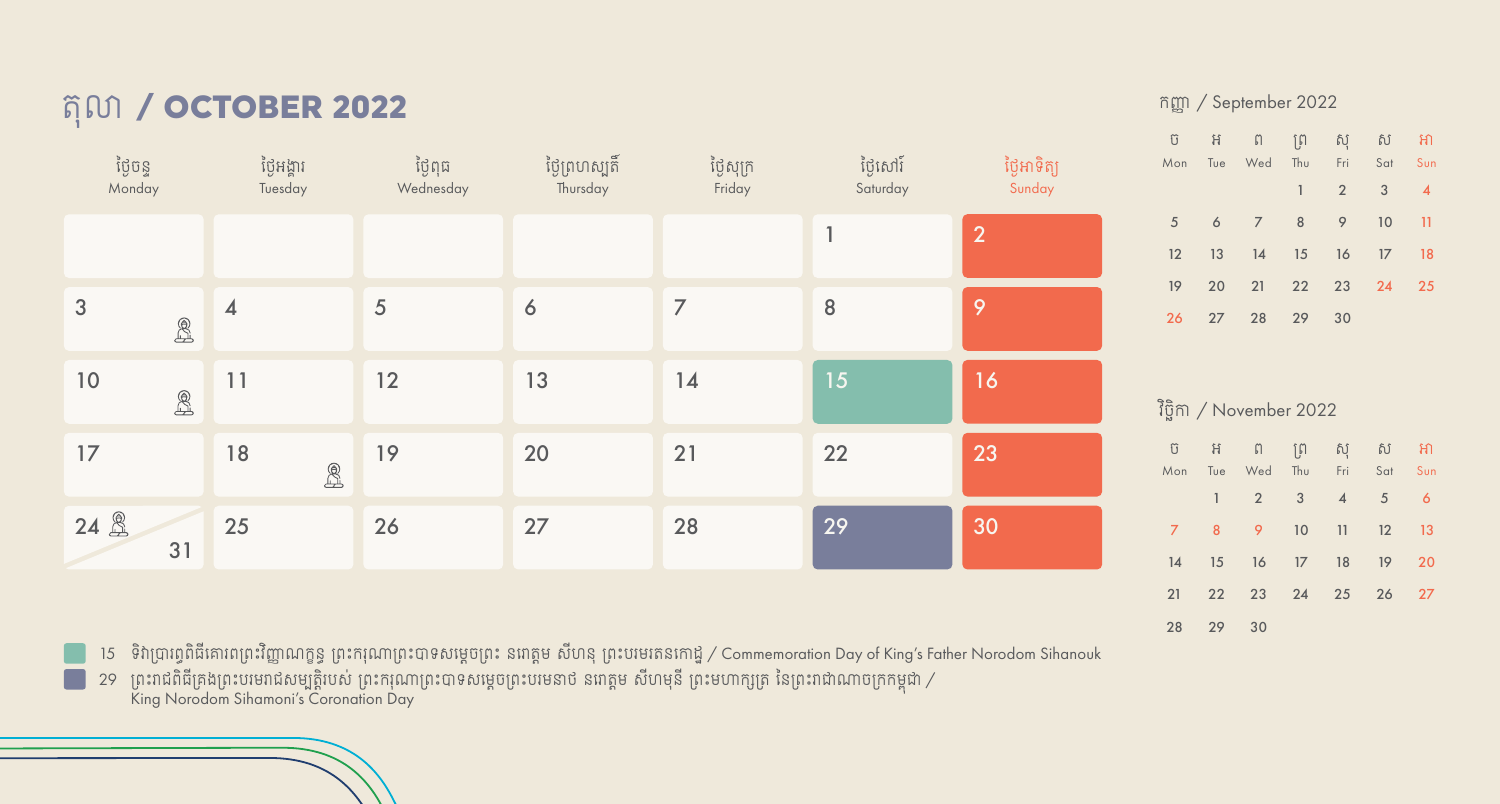# តុលា / OCTOBER 2022

| ថ្ងៃចន្ទ Monday | ថ្ងៃអង្គារ Tuesday | ថ្ងៃពុធ Wednesday | ថ្ងៃព្រហស្បតិ៍ Thursday | ថ្ងៃសុក្រ Friday | ថ្ងៃសៅរ៍ Saturday | ថ្ងៃអាទិត្យ Sunday |
|---|---|---|---|---|---|---|
| | | | | | 1 | 2 |
| 3 | 4 | 5 | 6 | 7 | 8 | 9 |
| 10 | 11 | 12 | 13 | 14 | 15 | 16 |
| 17 | 18 | 19 | 20 | 21 | 22 | 23 |
| 24 / 31 | 25 | 26 | 27 | 28 | 29 | 30 |

15 ទិវាប្រារព្ធពិធីគោរពព្រះវិញ្ញាណក្ខន្ធ ព្រះករុណាព្រះបាទសម្តេចព្រះ នរោត្តម សីហនុ ព្រះបរមរតនកោដ្ឋ / Commemoration Day of King's Father Norodom Sihanouk

29 ព្រះរាជពិធីគ្រងព្រះបរមរាជសម្បត្តិរបស់ ព្រះករុណាព្រះបាទសម្តេចព្រះបរមនាថ នរោត្តម សីហមុនី ព្រះមហាក្សត្រ នៃព្រះរាជាណាចក្រកម្ពុជា / King Norodom Sihamoni's Coronation Day

## កញ្ញា / September 2022

| ច Mon | អ Tue | ព Wed | ព្រ Thu | សុ Fri | ស Sat | អា Sun |
|---|---|---|---|---|---|---|
| | | | 1 | 2 | 3 | 4 |
| 5 | 6 | 7 | 8 | 9 | 10 | 11 |
| 12 | 13 | 14 | 15 | 16 | 17 | 18 |
| 19 | 20 | 21 | 22 | 23 | 24 | 25 |
| 26 | 27 | 28 | 29 | 30 | | |

## វិច្ឆិកា / November 2022

| ច Mon | អ Tue | ព Wed | ព្រ Thu | សុ Fri | ស Sat | អា Sun |
|---|---|---|---|---|---|---|
| | 1 | 2 | 3 | 4 | 5 | 6 |
| 7 | 8 | 9 | 10 | 11 | 12 | 13 |
| 14 | 15 | 16 | 17 | 18 | 19 | 20 |
| 21 | 22 | 23 | 24 | 25 | 26 | 27 |
| 28 | 29 | 30 | | | | |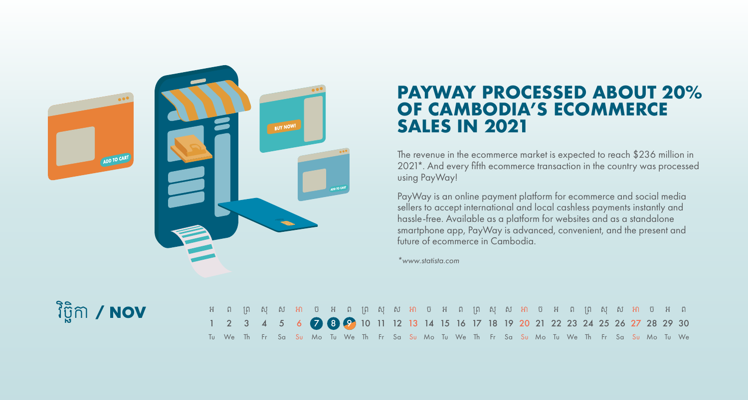# PAYWAY PROCESSED ABOUT 20% OF CAMBODIA'S ECOMMERCE SALES IN 2021

The revenue in the ecommerce market is expected to reach $236 million in 2021*. And every fifth ecommerce transaction in the country was processed using PayWay!

PayWay is an online payment platform for ecommerce and social media sellers to accept international and local cashless payments instantly and hassle-free. Available as a platform for websites and as a standalone smartphone app, PayWay is advanced, convenient, and the present and future of ecommerce in Cambodia.

*\*www.statista.com*

## វិច្ឆិកា / NOV

| អ | ព | ព្រ | សុ | ស | អា | ច | អ | ព | ព្រ | សុ | ស | អា | ច | អ | ព | ព្រ | សុ | ស | អា | ច | អ | ព | ព្រ | សុ | ស | អា | ច | អ | ព |
|---|---|---|---|---|---|---|---|---|---|---|---|---|---|---|---|---|---|---|---|---|---|---|---|---|---|---|---|---|---|
| 1 | 2 | 3 | 4 | 5 | 6 | 7 | 8 | 9 | 10 | 11 | 12 | 13 | 14 | 15 | 16 | 17 | 18 | 19 | 20 | 21 | 22 | 23 | 24 | 25 | 26 | 27 | 28 | 29 | 30 |
| Tu | We | Th | Fr | Sa | Su | Mo | Tu | We | Th | Fr | Sa | Su | Mo | Tu | We | Th | Fr | Sa | Su | Mo | Tu | We | Th | Fr | Sa | Su | Mo | Tu | We |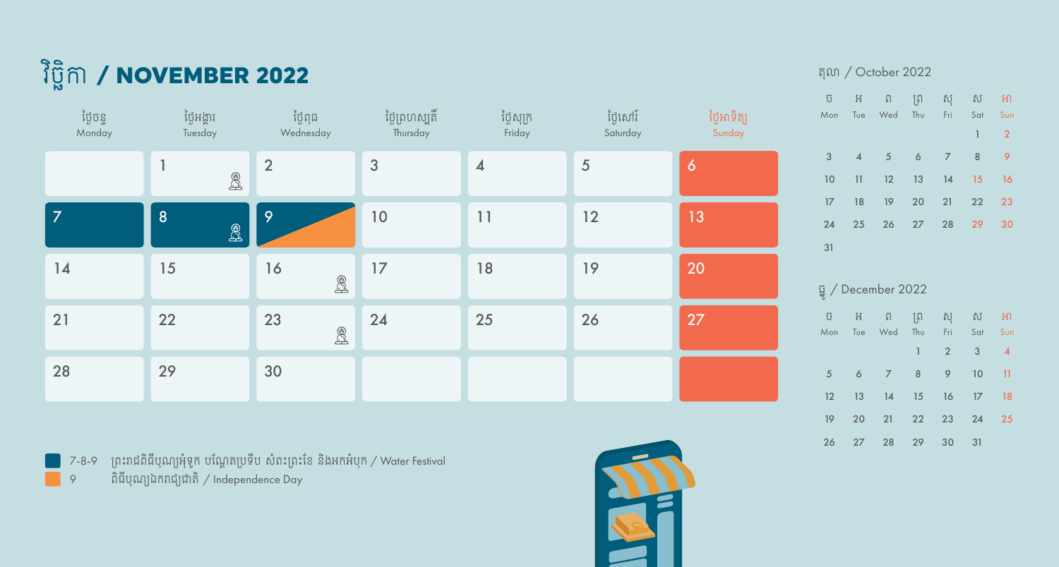# វិច្ឆិកា / NOVEMBER 2022

| ថ្ងៃចន្ទ Monday | ថ្ងៃអង្គារ Tuesday | ថ្ងៃពុធ Wednesday | ថ្ងៃព្រហស្បតិ៍ Thursday | ថ្ងៃសុក្រ Friday | ថ្ងៃសៅរ៍ Saturday | ថ្ងៃអាទិត្យ Sunday |
|---|---|---|---|---|---|---|
| | 1 | 2 | 3 | 4 | 5 | 6 |
| 7 | 8 | 9 | 10 | 11 | 12 | 13 |
| 14 | 15 | 16 | 17 | 18 | 19 | 20 |
| 21 | 22 | 23 | 24 | 25 | 26 | 27 |
| 28 | 29 | 30 | | | | |

7-8-9 ព្រះរាជពិធីបុណ្យអុំទូក បណ្តែតប្រទីប សំពះព្រះខែ និងអកអំបុក / Water Festival

9 ពិធីបុណ្យឯករាជ្យជាតិ / Independence Day

## តុលា / October 2022

| ច Mon | អ Tue | ព Wed | ព្រ Thu | សុ Fri | ស Sat | អា Sun |
|---|---|---|---|---|---|---|
| | | | | | 1 | 2 |
| 3 | 4 | 5 | 6 | 7 | 8 | 9 |
| 10 | 11 | 12 | 13 | 14 | 15 | 16 |
| 17 | 18 | 19 | 20 | 21 | 22 | 23 |
| 24 | 25 | 26 | 27 | 28 | 29 | 30 |
| 31 | | | | | | |

## ធ្នូ / December 2022

| ច Mon | អ Tue | ព Wed | ព្រ Thu | សុ Fri | ស Sat | អា Sun |
|---|---|---|---|---|---|---|
| | | | 1 | 2 | 3 | 4 |
| 5 | 6 | 7 | 8 | 9 | 10 | 11 |
| 12 | 13 | 14 | 15 | 16 | 17 | 18 |
| 19 | 20 | 21 | 22 | 23 | 24 | 25 |
| 26 | 27 | 28 | 29 | 30 | 31 | |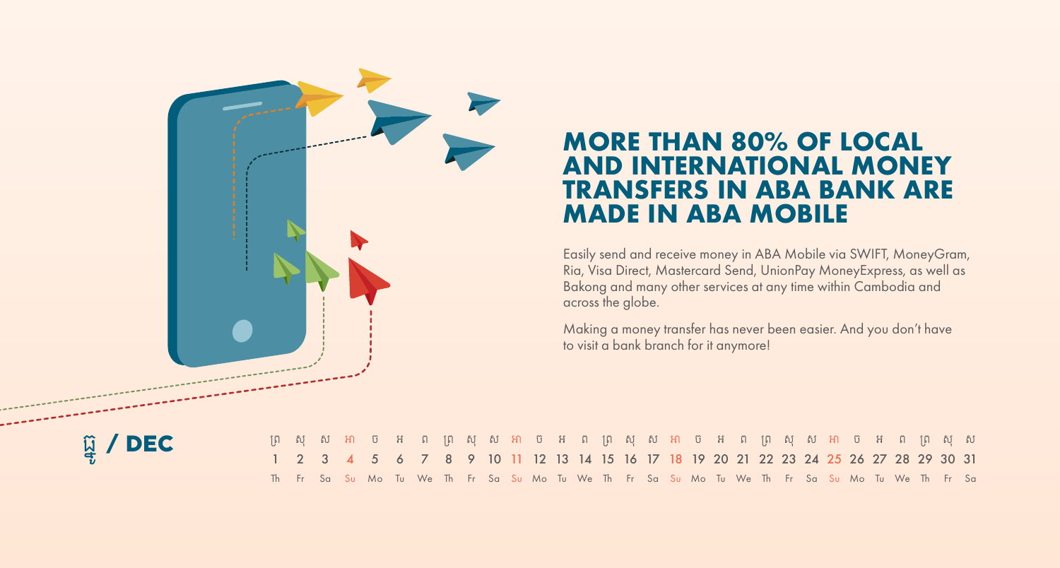# MORE THAN 80% OF LOCAL AND INTERNATIONAL MONEY TRANSFERS IN ABA BANK ARE MADE IN ABA MOBILE

Easily send and receive money in ABA Mobile via SWIFT, MoneyGram, Ria, Visa Direct, Mastercard Send, UnionPay MoneyExpress, as well as Bakong and many other services at any time within Cambodia and across the globe.

Making a money transfer has never been easier. And you don't have to visit a bank branch for it anymore!

## ធ្នូ / DEC

| ព្រ | សុ | ស | អា | ច | អ | ព | ព្រ | សុ | ស | អា | ច | អ | ព | ព្រ | សុ | ស | អា | ច | អ | ព | ព្រ | សុ | ស | អា | ច | អ | ព | ព្រ | សុ | ស |
|---|---|---|---|---|---|---|---|---|---|---|---|---|---|---|---|---|---|---|---|---|---|---|---|---|---|---|---|---|---|---|
| 1 | 2 | 3 | 4 | 5 | 6 | 7 | 8 | 9 | 10 | 11 | 12 | 13 | 14 | 15 | 16 | 17 | 18 | 19 | 20 | 21 | 22 | 23 | 24 | 25 | 26 | 27 | 28 | 29 | 30 | 31 |
| Th | Fr | Sa | Su | Mo | Tu | We | Th | Fr | Sa | Su | Mo | Tu | We | Th | Fr | Sa | Su | Mo | Tu | We | Th | Fr | Sa | Su | Mo | Tu | We | Th | Fr | Sa |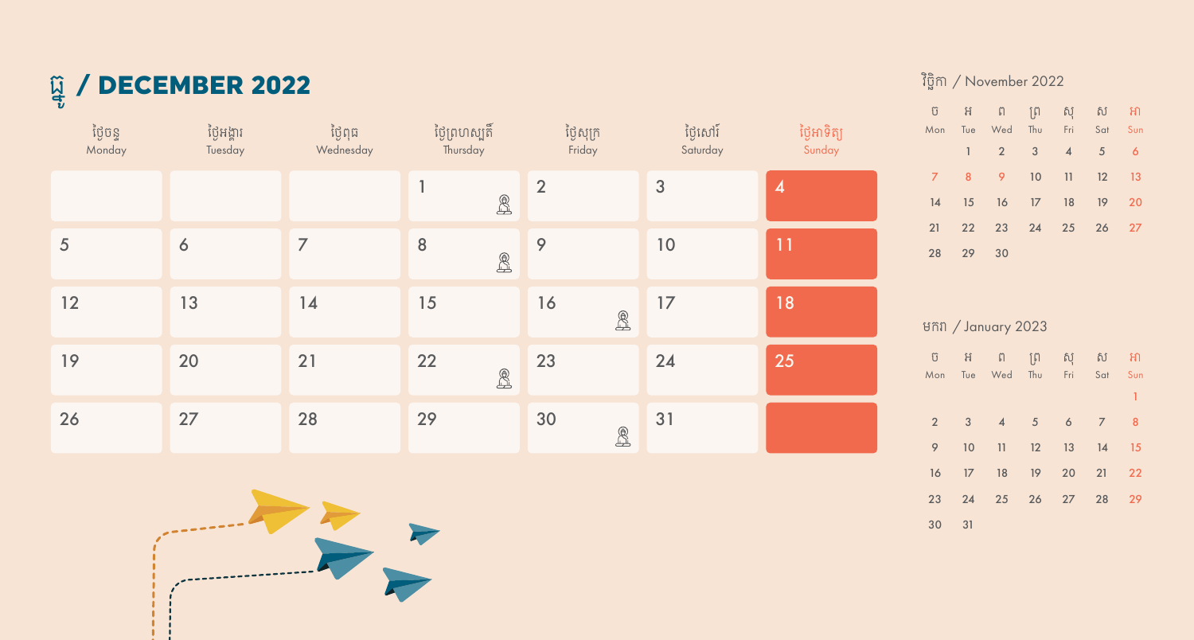# ធ្នូ / DECEMBER 2022

| ថ្ងៃចន្ទ Monday | ថ្ងៃអង្គារ Tuesday | ថ្ងៃពុធ Wednesday | ថ្ងៃព្រហស្បតិ៍ Thursday | ថ្ងៃសុក្រ Friday | ថ្ងៃសៅរ៍ Saturday | ថ្ងៃអាទិត្យ Sunday |
|---|---|---|---|---|---|---|
| | | | 1 | 2 | 3 | 4 |
| 5 | 6 | 7 | 8 | 9 | 10 | 11 |
| 12 | 13 | 14 | 15 | 16 | 17 | 18 |
| 19 | 20 | 21 | 22 | 23 | 24 | 25 |
| 26 | 27 | 28 | 29 | 30 | 31 | |

## វិច្ឆិកា / November 2022

| ច Mon | អ Tue | ព Wed | ព្រ Thu | សុ Fri | ស Sat | អា Sun |
|---|---|---|---|---|---|---|
| | 1 | 2 | 3 | 4 | 5 | 6 |
| 7 | 8 | 9 | 10 | 11 | 12 | 13 |
| 14 | 15 | 16 | 17 | 18 | 19 | 20 |
| 21 | 22 | 23 | 24 | 25 | 26 | 27 |
| 28 | 29 | 30 | | | | |

## មករា / January 2023

| ច Mon | អ Tue | ព Wed | ព្រ Thu | សុ Fri | ស Sat | អា Sun |
|---|---|---|---|---|---|---|
| | | | | | | 1 |
| 2 | 3 | 4 | 5 | 6 | 7 | 8 |
| 9 | 10 | 11 | 12 | 13 | 14 | 15 |
| 16 | 17 | 18 | 19 | 20 | 21 | 22 |
| 23 | 24 | 25 | 26 | 27 | 28 | 29 |
| 30 | 31 | | | | | |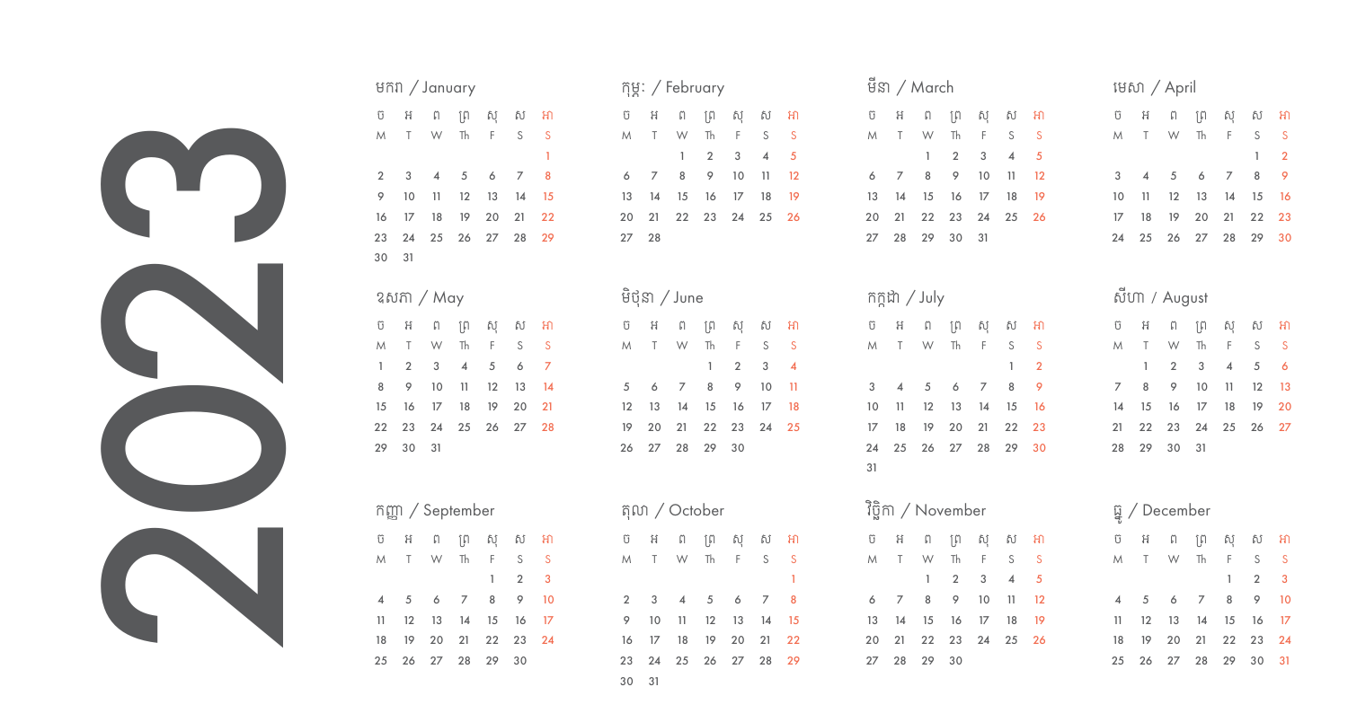# 2023

## មករា / January

| ច | អ | ព | ព្រ | សុ | ស | អា |
|---|---|---|---|---|---|---|
| M | T | W | Th | F | S | S |
| | | | | | | 1 |
| 2 | 3 | 4 | 5 | 6 | 7 | 8 |
| 9 | 10 | 11 | 12 | 13 | 14 | 15 |
| 16 | 17 | 18 | 19 | 20 | 21 | 22 |
| 23 | 24 | 25 | 26 | 27 | 28 | 29 |
| 30 | 31 | | | | | |

## កុម្ភៈ / February

| ច | អ | ព | ព្រ | សុ | ស | អា |
|---|---|---|---|---|---|---|
| M | T | W | Th | F | S | S |
| | | 1 | 2 | 3 | 4 | 5 |
| 6 | 7 | 8 | 9 | 10 | 11 | 12 |
| 13 | 14 | 15 | 16 | 17 | 18 | 19 |
| 20 | 21 | 22 | 23 | 24 | 25 | 26 |
| 27 | 28 | | | | | |

## មីនា / March

| ច | អ | ព | ព្រ | សុ | ស | អា |
|---|---|---|---|---|---|---|
| M | T | W | Th | F | S | S |
| | | 1 | 2 | 3 | 4 | 5 |
| 6 | 7 | 8 | 9 | 10 | 11 | 12 |
| 13 | 14 | 15 | 16 | 17 | 18 | 19 |
| 20 | 21 | 22 | 23 | 24 | 25 | 26 |
| 27 | 28 | 29 | 30 | 31 | | |

## មេសា / April

| ច | អ | ព | ព្រ | សុ | ស | អា |
|---|---|---|---|---|---|---|
| M | T | W | Th | F | S | S |
| | | | | | 1 | 2 |
| 3 | 4 | 5 | 6 | 7 | 8 | 9 |
| 10 | 11 | 12 | 13 | 14 | 15 | 16 |
| 17 | 18 | 19 | 20 | 21 | 22 | 23 |
| 24 | 25 | 26 | 27 | 28 | 29 | 30 |

## ឧសភា / May

| ច | អ | ព | ព្រ | សុ | ស | អា |
|---|---|---|---|---|---|---|
| M | T | W | Th | F | S | S |
| 1 | 2 | 3 | 4 | 5 | 6 | 7 |
| 8 | 9 | 10 | 11 | 12 | 13 | 14 |
| 15 | 16 | 17 | 18 | 19 | 20 | 21 |
| 22 | 23 | 24 | 25 | 26 | 27 | 28 |
| 29 | 30 | 31 | | | | |

## មិថុនា / June

| ច | អ | ព | ព្រ | សុ | ស | អា |
|---|---|---|---|---|---|---|
| M | T | W | Th | F | S | S |
| | | | 1 | 2 | 3 | 4 |
| 5 | 6 | 7 | 8 | 9 | 10 | 11 |
| 12 | 13 | 14 | 15 | 16 | 17 | 18 |
| 19 | 20 | 21 | 22 | 23 | 24 | 25 |
| 26 | 27 | 28 | 29 | 30 | | |

## កក្កដា / July

| ច | អ | ព | ព្រ | សុ | ស | អា |
|---|---|---|---|---|---|---|
| M | T | W | Th | F | S | S |
| | | | | | 1 | 2 |
| 3 | 4 | 5 | 6 | 7 | 8 | 9 |
| 10 | 11 | 12 | 13 | 14 | 15 | 16 |
| 17 | 18 | 19 | 20 | 21 | 22 | 23 |
| 24 | 25 | 26 | 27 | 28 | 29 | 30 |
| 31 | | | | | | |

## សីហា / August

| ច | អ | ព | ព្រ | សុ | ស | អា |
|---|---|---|---|---|---|---|
| M | T | W | Th | F | S | S |
| | 1 | 2 | 3 | 4 | 5 | 6 |
| 7 | 8 | 9 | 10 | 11 | 12 | 13 |
| 14 | 15 | 16 | 17 | 18 | 19 | 20 |
| 21 | 22 | 23 | 24 | 25 | 26 | 27 |
| 28 | 29 | 30 | 31 | | | |

## កញ្ញា / September

| ច | អ | ព | ព្រ | សុ | ស | អា |
|---|---|---|---|---|---|---|
| M | T | W | Th | F | S | S |
| | | | | 1 | 2 | 3 |
| 4 | 5 | 6 | 7 | 8 | 9 | 10 |
| 11 | 12 | 13 | 14 | 15 | 16 | 17 |
| 18 | 19 | 20 | 21 | 22 | 23 | 24 |
| 25 | 26 | 27 | 28 | 29 | 30 | |

## តុលា / October

| ច | អ | ព | ព្រ | សុ | ស | អា |
|---|---|---|---|---|---|---|
| M | T | W | Th | F | S | S |
| | | | | | | 1 |
| 2 | 3 | 4 | 5 | 6 | 7 | 8 |
| 9 | 10 | 11 | 12 | 13 | 14 | 15 |
| 16 | 17 | 18 | 19 | 20 | 21 | 22 |
| 23 | 24 | 25 | 26 | 27 | 28 | 29 |
| 30 | 31 | | | | | |

## វិច្ឆិកា / November

| ច | អ | ព | ព្រ | សុ | ស | អា |
|---|---|---|---|---|---|---|
| M | T | W | Th | F | S | S |
| | | 1 | 2 | 3 | 4 | 5 |
| 6 | 7 | 8 | 9 | 10 | 11 | 12 |
| 13 | 14 | 15 | 16 | 17 | 18 | 19 |
| 20 | 21 | 22 | 23 | 24 | 25 | 26 |
| 27 | 28 | 29 | 30 | | | |

## ធ្នូ / December

| ច | អ | ព | ព្រ | សុ | ស | អា |
|---|---|---|---|---|---|---|
| M | T | W | Th | F | S | S |
| | | | | 1 | 2 | 3 |
| 4 | 5 | 6 | 7 | 8 | 9 | 10 |
| 11 | 12 | 13 | 14 | 15 | 16 | 17 |
| 18 | 19 | 20 | 21 | 22 | 23 | 24 |
| 25 | 26 | 27 | 28 | 29 | 30 | 31 |